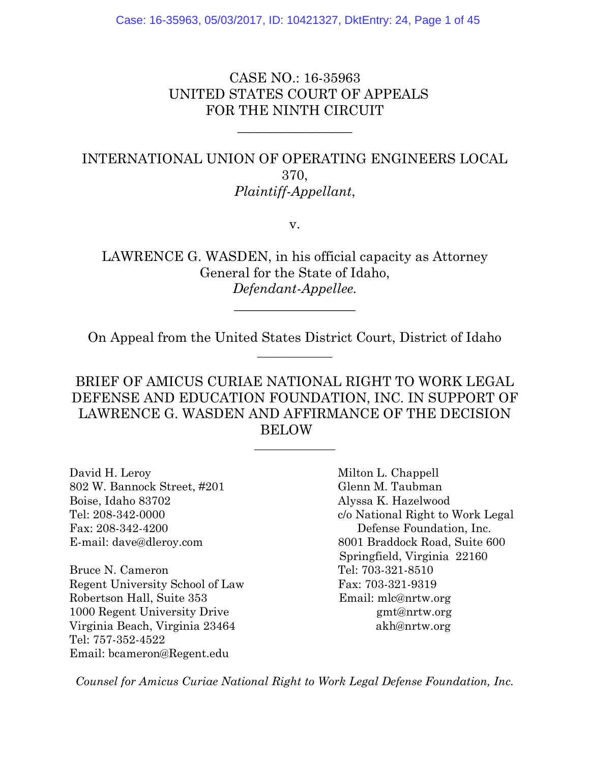CASE NO.: 16-35963
UNITED STATES COURT OF APPEALS
FOR THE NINTH CIRCUIT

---

INTERNATIONAL UNION OF OPERATING ENGINEERS LOCAL 370,
*Plaintiff-Appellant*,

v.

LAWRENCE G. WASDEN, in his official capacity as Attorney General for the State of Idaho,
*Defendant-Appellee.*

---

On Appeal from the United States District Court, District of Idaho

---

BRIEF OF AMICUS CURIAE NATIONAL RIGHT TO WORK LEGAL DEFENSE AND EDUCATION FOUNDATION, INC. IN SUPPORT OF LAWRENCE G. WASDEN AND AFFIRMANCE OF THE DECISION BELOW

---

David H. Leroy
802 W. Bannock Street, #201
Boise, Idaho 83702
Tel: 208-342-0000
Fax: 208-342-4200
E-mail: dave@dleroy.com

Bruce N. Cameron
Regent University School of Law
Robertson Hall, Suite 353
1000 Regent University Drive
Virginia Beach, Virginia 23464
Tel: 757-352-4522
Email: bcameron@Regent.edu

Milton L. Chappell
Glenn M. Taubman
Alyssa K. Hazelwood
c/o National Right to Work Legal Defense Foundation, Inc.
8001 Braddock Road, Suite 600
Springfield, Virginia 22160
Tel: 703-321-8510
Fax: 703-321-9319
Email: mlc@nrtw.org
gmt@nrtw.org
akh@nrtw.org

*Counsel for Amicus Curiae National Right to Work Legal Defense Foundation, Inc.*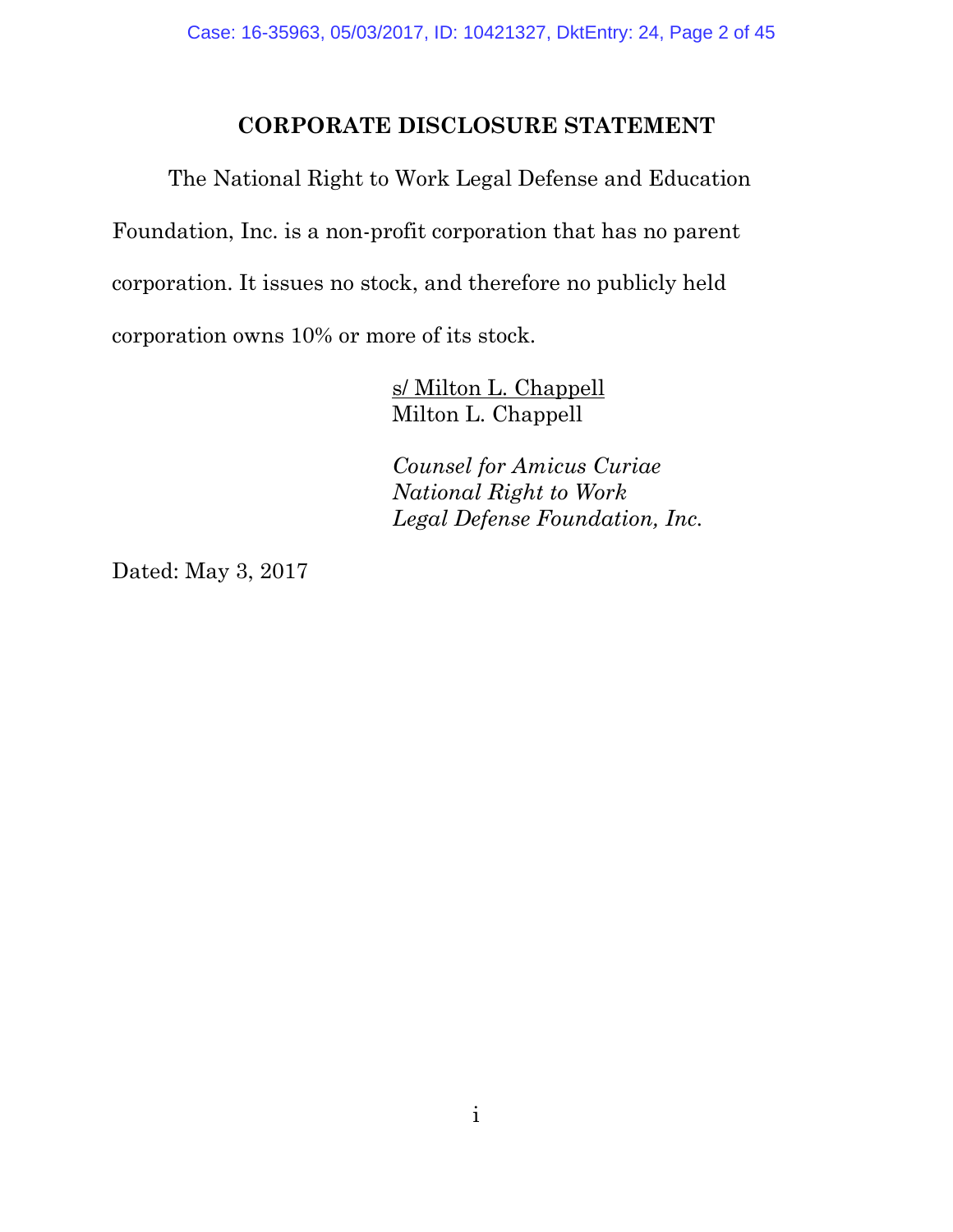## CORPORATE DISCLOSURE STATEMENT

The National Right to Work Legal Defense and Education Foundation, Inc. is a non-profit corporation that has no parent corporation. It issues no stock, and therefore no publicly held corporation owns 10% or more of its stock.

s/ Milton L. Chappell
Milton L. Chappell

*Counsel for Amicus Curiae*
*National Right to Work*
*Legal Defense Foundation, Inc.*

Dated: May 3, 2017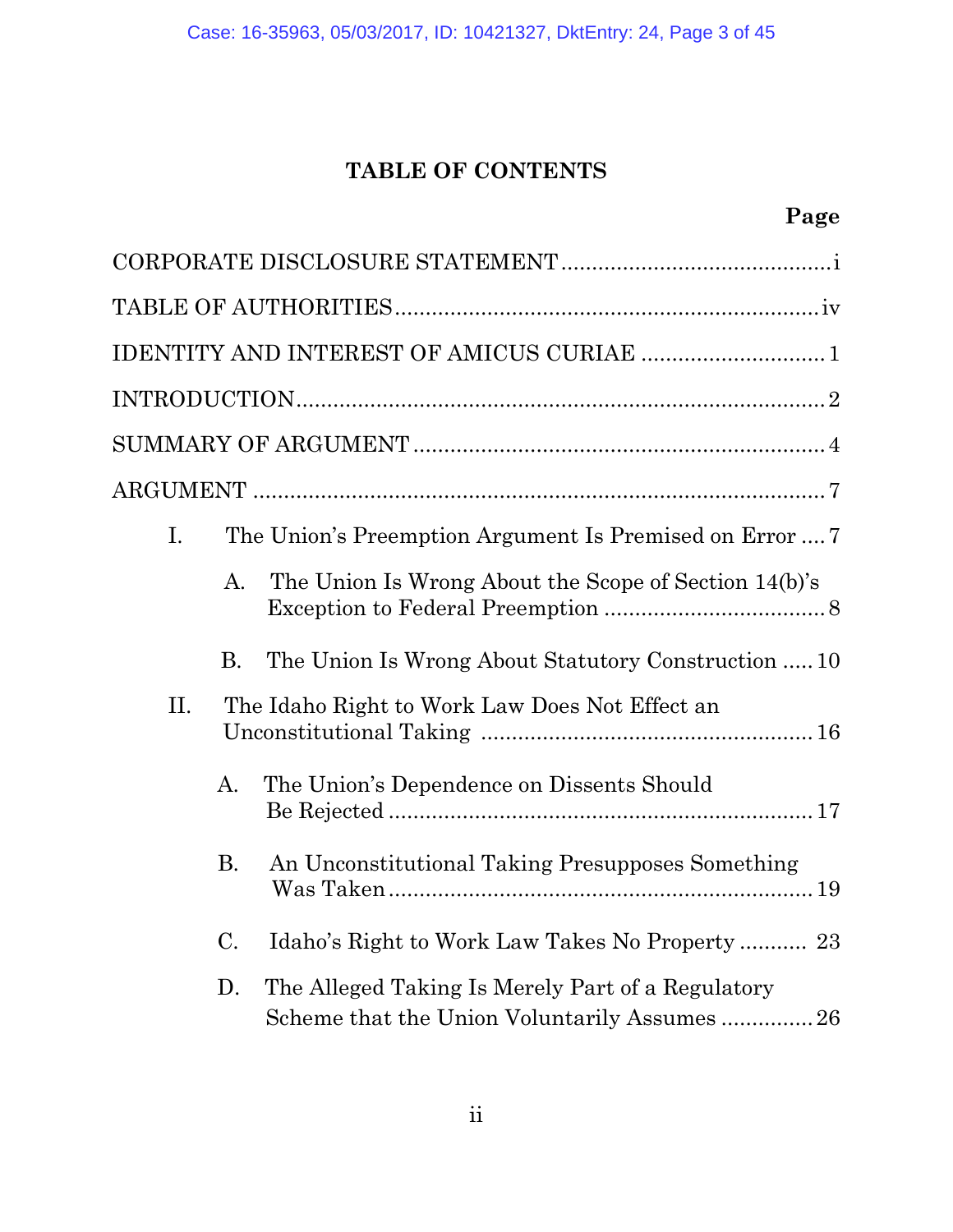# TABLE OF CONTENTS

| | Page |
|---|---|
| CORPORATE DISCLOSURE STATEMENT | i |
| TABLE OF AUTHORITIES | iv |
| IDENTITY AND INTEREST OF AMICUS CURIAE | 1 |
| INTRODUCTION | 2 |
| SUMMARY OF ARGUMENT | 4 |
| ARGUMENT | 7 |
| I. The Union's Preemption Argument Is Premised on Error | 7 |
| A. The Union Is Wrong About the Scope of Section 14(b)'s Exception to Federal Preemption | 8 |
| B. The Union Is Wrong About Statutory Construction | 10 |
| II. The Idaho Right to Work Law Does Not Effect an Unconstitutional Taking | 16 |
| A. The Union's Dependence on Dissents Should Be Rejected | 17 |
| B. An Unconstitutional Taking Presupposes Something Was Taken | 19 |
| C. Idaho's Right to Work Law Takes No Property | 23 |
| D. The Alleged Taking Is Merely Part of a Regulatory Scheme that the Union Voluntarily Assumes | 26 |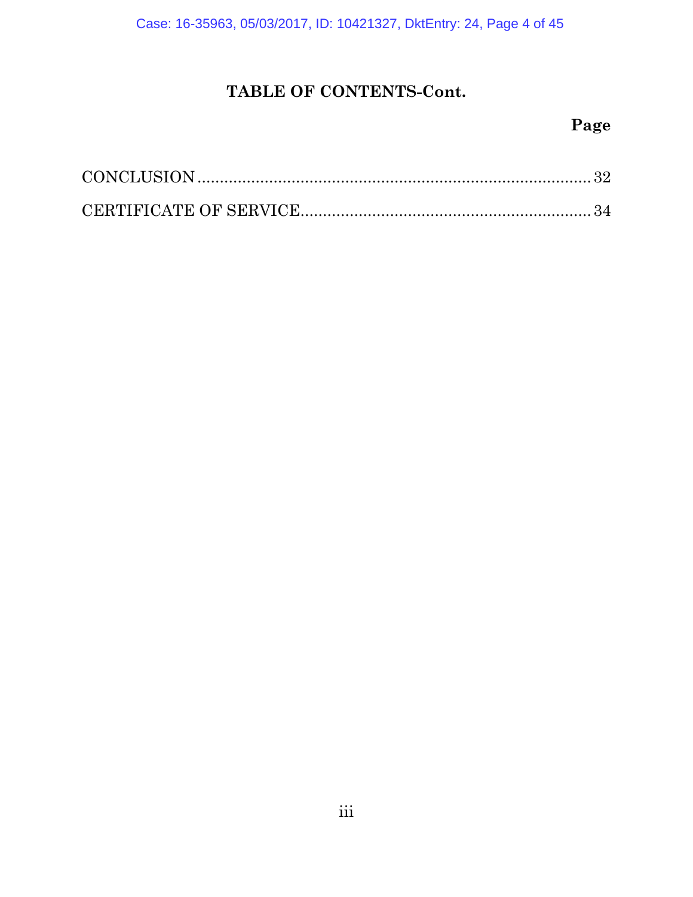# TABLE OF CONTENTS-Cont.

**Page**

CONCLUSION .......................................................................... 32

CERTIFICATE OF SERVICE................................................................ 34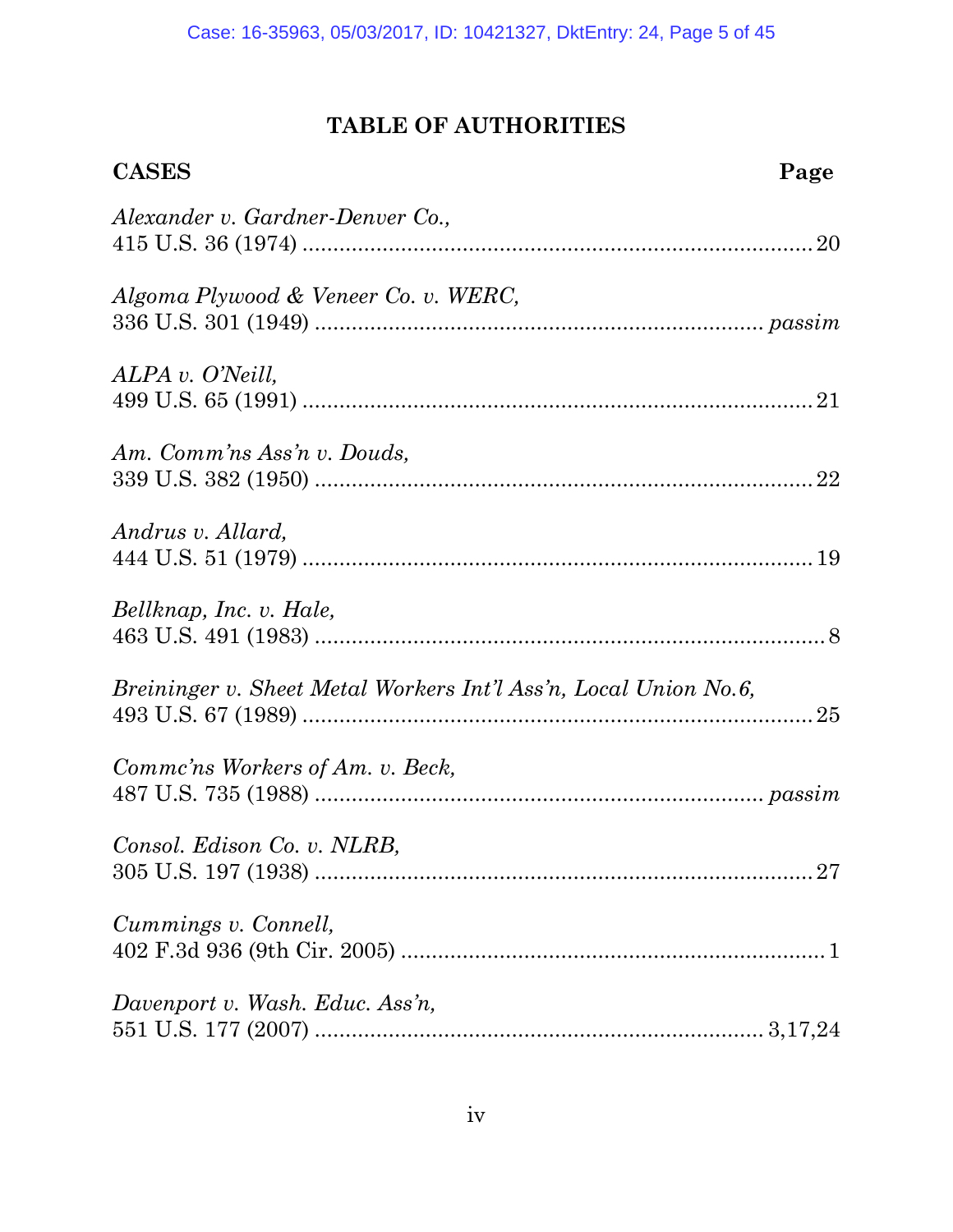# TABLE OF AUTHORITIES

**CASES** **Page**

*Alexander v. Gardner-Denver Co.*,
415 U.S. 36 (1974) ........................................................................ 20

*Algoma Plywood & Veneer Co. v. WERC*,
336 U.S. 301 (1949) ........................................................................ *passim*

*ALPA v. O'Neill*,
499 U.S. 65 (1991) ........................................................................ 21

*Am. Comm'ns Ass'n v. Douds*,
339 U.S. 382 (1950) ........................................................................ 22

*Andrus v. Allard*,
444 U.S. 51 (1979) ........................................................................ 19

*Bellknap, Inc. v. Hale*,
463 U.S. 491 (1983) ........................................................................ 8

*Breininger v. Sheet Metal Workers Int'l Ass'n, Local Union No.6*,
493 U.S. 67 (1989) ........................................................................ 25

*Commc'ns Workers of Am. v. Beck*,
487 U.S. 735 (1988) ........................................................................ *passim*

*Consol. Edison Co. v. NLRB*,
305 U.S. 197 (1938) ........................................................................ 27

*Cummings v. Connell*,
402 F.3d 936 (9th Cir. 2005) ........................................................................ 1

*Davenport v. Wash. Educ. Ass'n*,
551 U.S. 177 (2007) ........................................................................ 3,17,24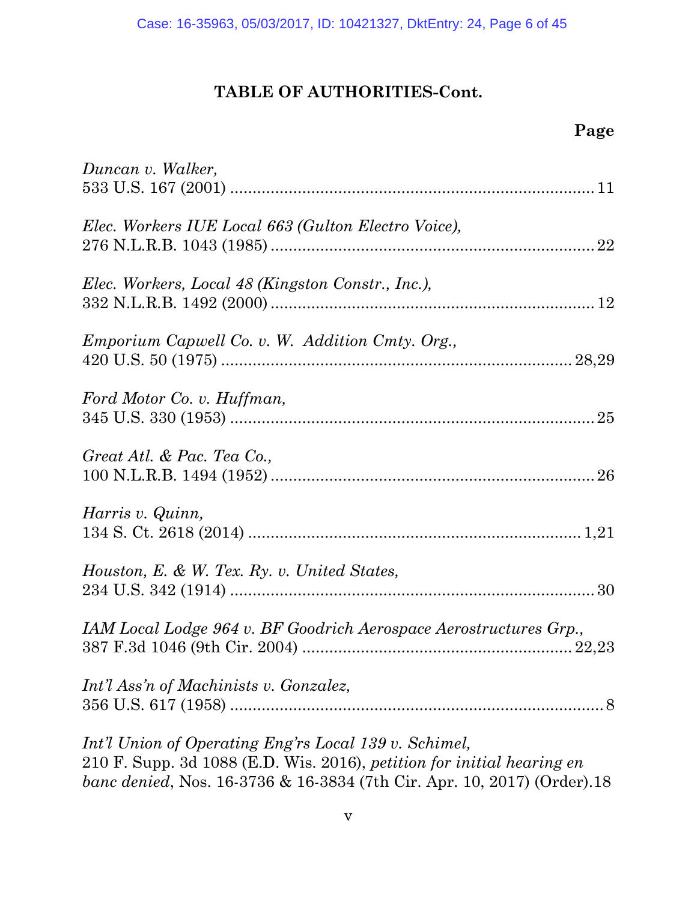# TABLE OF AUTHORITIES-Cont.

**Page**

*Duncan v. Walker*,
533 U.S. 167 (2001) ................................................................................ 11

*Elec. Workers IUE Local 663 (Gulton Electro Voice)*,
276 N.L.R.B. 1043 (1985) ....................................................................... 22

*Elec. Workers, Local 48 (Kingston Constr., Inc.)*,
332 N.L.R.B. 1492 (2000) ....................................................................... 12

*Emporium Capwell Co. v. W. Addition Cmty. Org.*,
420 U.S. 50 (1975) ............................................................................ 28,29

*Ford Motor Co. v. Huffman*,
345 U.S. 330 (1953) ................................................................................ 25

*Great Atl. & Pac. Tea Co.*,
100 N.L.R.B. 1494 (1952) ....................................................................... 26

*Harris v. Quinn*,
134 S. Ct. 2618 (2014) ......................................................................... 1,21

*Houston, E. & W. Tex. Ry. v. United States*,
234 U.S. 342 (1914) ................................................................................ 30

*IAM Local Lodge 964 v. BF Goodrich Aerospace Aerostructures Grp.*,
387 F.3d 1046 (9th Cir. 2004) ........................................................... 22,23

*Int'l Ass'n of Machinists v. Gonzalez*,
356 U.S. 617 (1958) .................................................................................. 8

*Int'l Union of Operating Eng'rs Local 139 v. Schimel*,
210 F. Supp. 3d 1088 (E.D. Wis. 2016), *petition for initial hearing en banc denied*, Nos. 16-3736 & 16-3834 (7th Cir. Apr. 10, 2017) (Order).18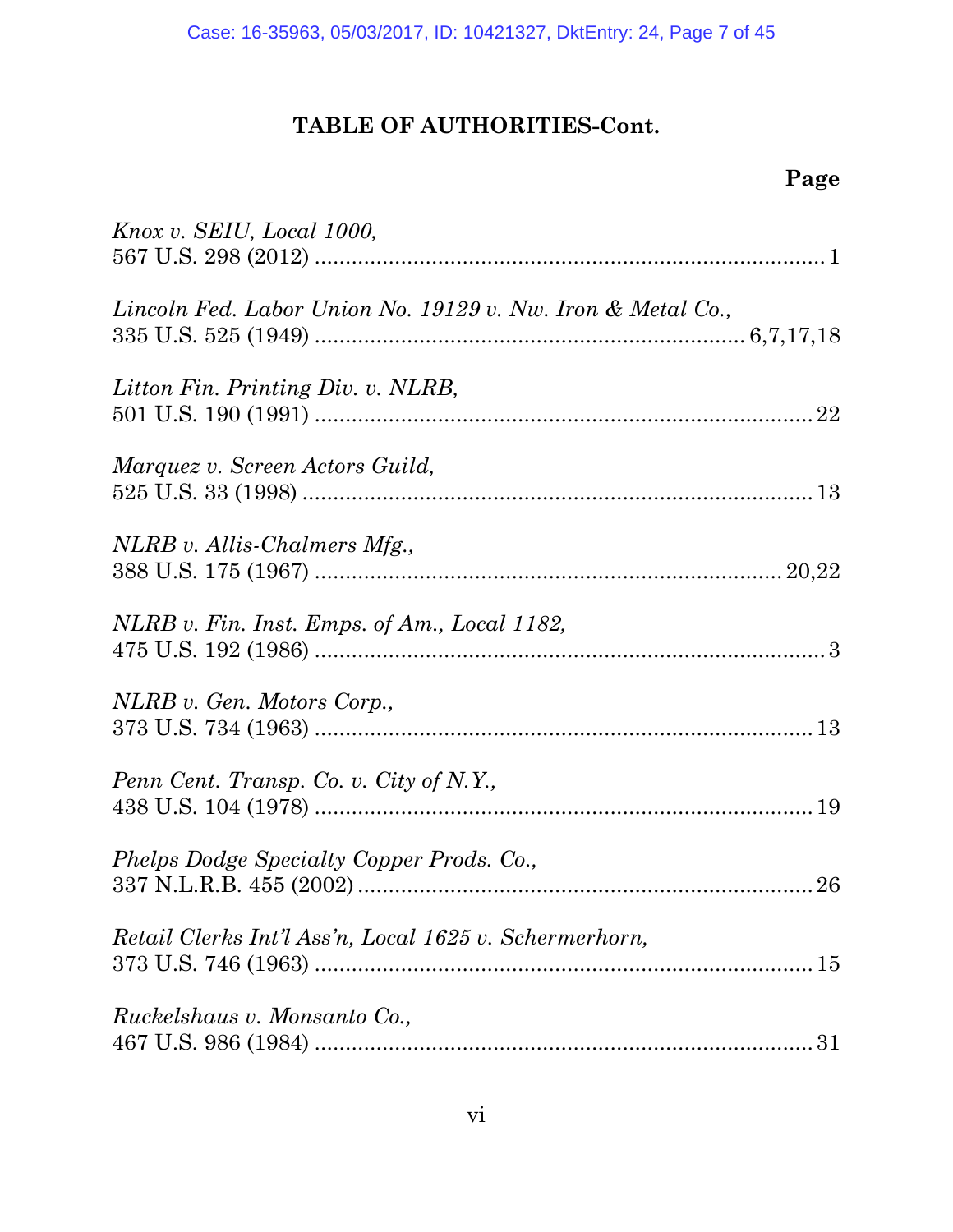## TABLE OF AUTHORITIES-Cont.

**Page**

*Knox v. SEIU, Local 1000,*
567 U.S. 298 (2012) .................................................................................. 1

*Lincoln Fed. Labor Union No. 19129 v. Nw. Iron & Metal Co.,*
335 U.S. 525 (1949) .................................................................... 6,7,17,18

*Litton Fin. Printing Div. v. NLRB,*
501 U.S. 190 (1991) ................................................................................ 22

*Marquez v. Screen Actors Guild,*
525 U.S. 33 (1998) .................................................................................. 13

*NLRB v. Allis-Chalmers Mfg.,*
388 U.S. 175 (1967) ........................................................................... 20,22

*NLRB v. Fin. Inst. Emps. of Am., Local 1182,*
475 U.S. 192 (1986) .................................................................................. 3

*NLRB v. Gen. Motors Corp.,*
373 U.S. 734 (1963) ................................................................................ 13

*Penn Cent. Transp. Co. v. City of N.Y.,*
438 U.S. 104 (1978) ................................................................................ 19

*Phelps Dodge Specialty Copper Prods. Co.,*
337 N.L.R.B. 455 (2002) ......................................................................... 26

*Retail Clerks Int'l Ass'n, Local 1625 v. Schermerhorn,*
373 U.S. 746 (1963) ................................................................................ 15

*Ruckelshaus v. Monsanto Co.,*
467 U.S. 986 (1984) ................................................................................ 31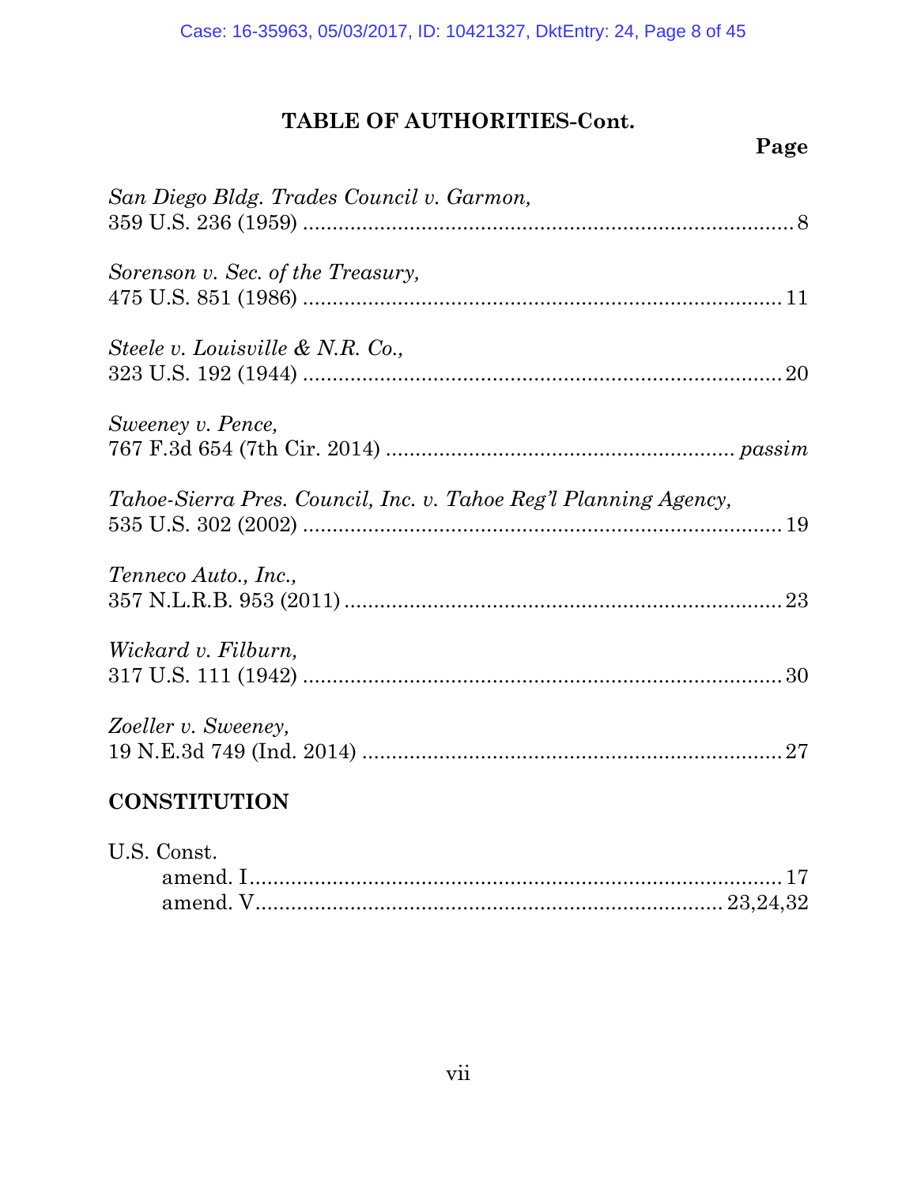## TABLE OF AUTHORITIES-Cont.

**Page**

*San Diego Bldg. Trades Council v. Garmon*,
359 U.S. 236 (1959) .................................................................................. 8

*Sorenson v. Sec. of the Treasury*,
475 U.S. 851 (1986) ................................................................................ 11

*Steele v. Louisville & N.R. Co.*,
323 U.S. 192 (1944) ................................................................................ 20

*Sweeney v. Pence*,
767 F.3d 654 (7th Cir. 2014) ......................................................... *passim*

*Tahoe-Sierra Pres. Council, Inc. v. Tahoe Reg'l Planning Agency*,
535 U.S. 302 (2002) ................................................................................ 19

*Tenneco Auto., Inc.*,
357 N.L.R.B. 953 (2011) ......................................................................... 23

*Wickard v. Filburn*,
317 U.S. 111 (1942) ................................................................................ 30

*Zoeller v. Sweeney*,
19 N.E.3d 749 (Ind. 2014) ...................................................................... 27

### CONSTITUTION

U.S. Const.
amend. I ......................................................................................... 17
amend. V ............................................................................... 23,24,32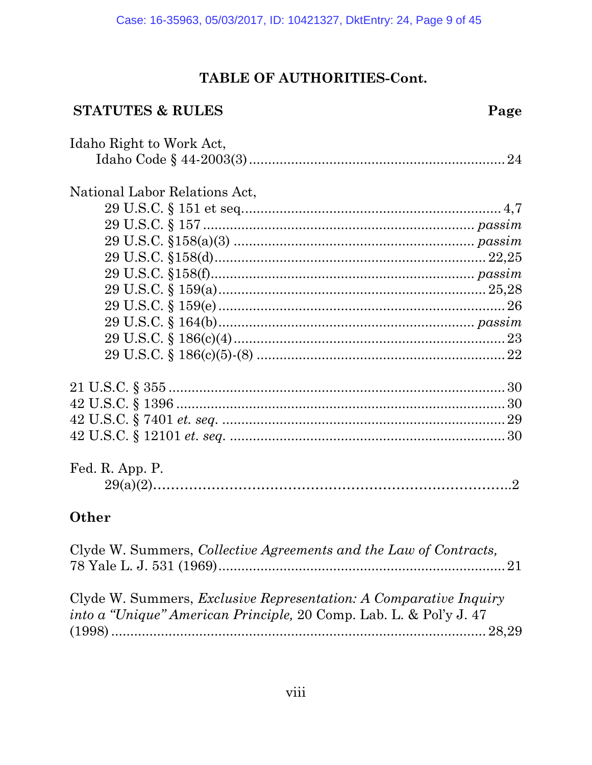## TABLE OF AUTHORITIES-Cont.

### STATUTES & RULES

| | Page |
|---|---|
| Idaho Right to Work Act, | |
| Idaho Code § 44-2003(3) | 24 |
| National Labor Relations Act, | |
| 29 U.S.C. § 151 et seq. | 4,7 |
| 29 U.S.C. § 157 | *passim* |
| 29 U.S.C. §158(a)(3) | *passim* |
| 29 U.S.C. §158(d) | 22,25 |
| 29 U.S.C. §158(f) | *passim* |
| 29 U.S.C. § 159(a) | 25,28 |
| 29 U.S.C. § 159(e) | 26 |
| 29 U.S.C. § 164(b) | *passim* |
| 29 U.S.C. § 186(c)(4) | 23 |
| 29 U.S.C. § 186(c)(5)-(8) | 22 |
| 21 U.S.C. § 355 | 30 |
| 42 U.S.C. § 1396 | 30 |
| 42 U.S.C. § 7401 *et. seq.* | 29 |
| 42 U.S.C. § 12101 *et. seq.* | 30 |
| Fed. R. App. P. | |
| 29(a)(2) | 2 |

### Other

| | |
|---|---|
| Clyde W. Summers, *Collective Agreements and the Law of Contracts,* 78 Yale L. J. 531 (1969) | 21 |
| Clyde W. Summers, *Exclusive Representation: A Comparative Inquiry into a "Unique" American Principle,* 20 Comp. Lab. L. & Pol'y J. 47 (1998) | 28,29 |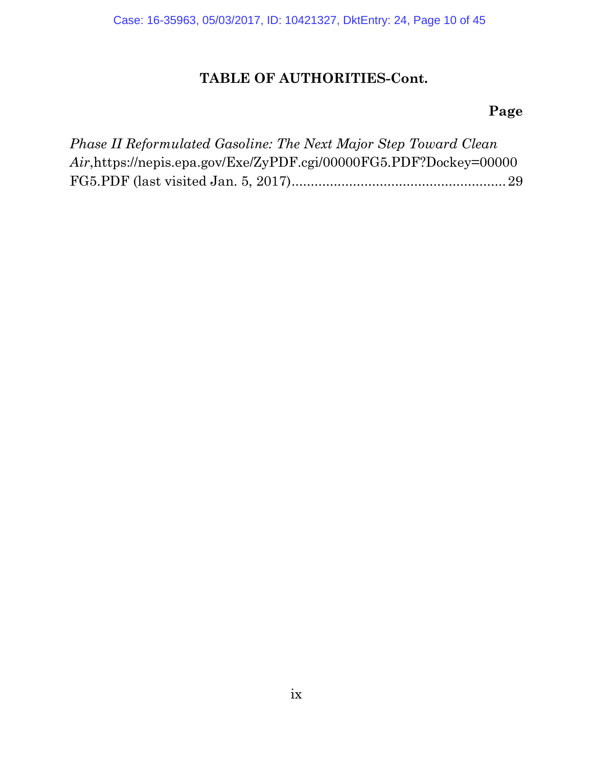## TABLE OF AUTHORITIES-Cont.

**Page**

*Phase II Reformulated Gasoline: The Next Major Step Toward Clean Air*,https://nepis.epa.gov/Exe/ZyPDF.cgi/00000FG5.PDF?Dockey=00000FG5.PDF (last visited Jan. 5, 2017)........................................................ 29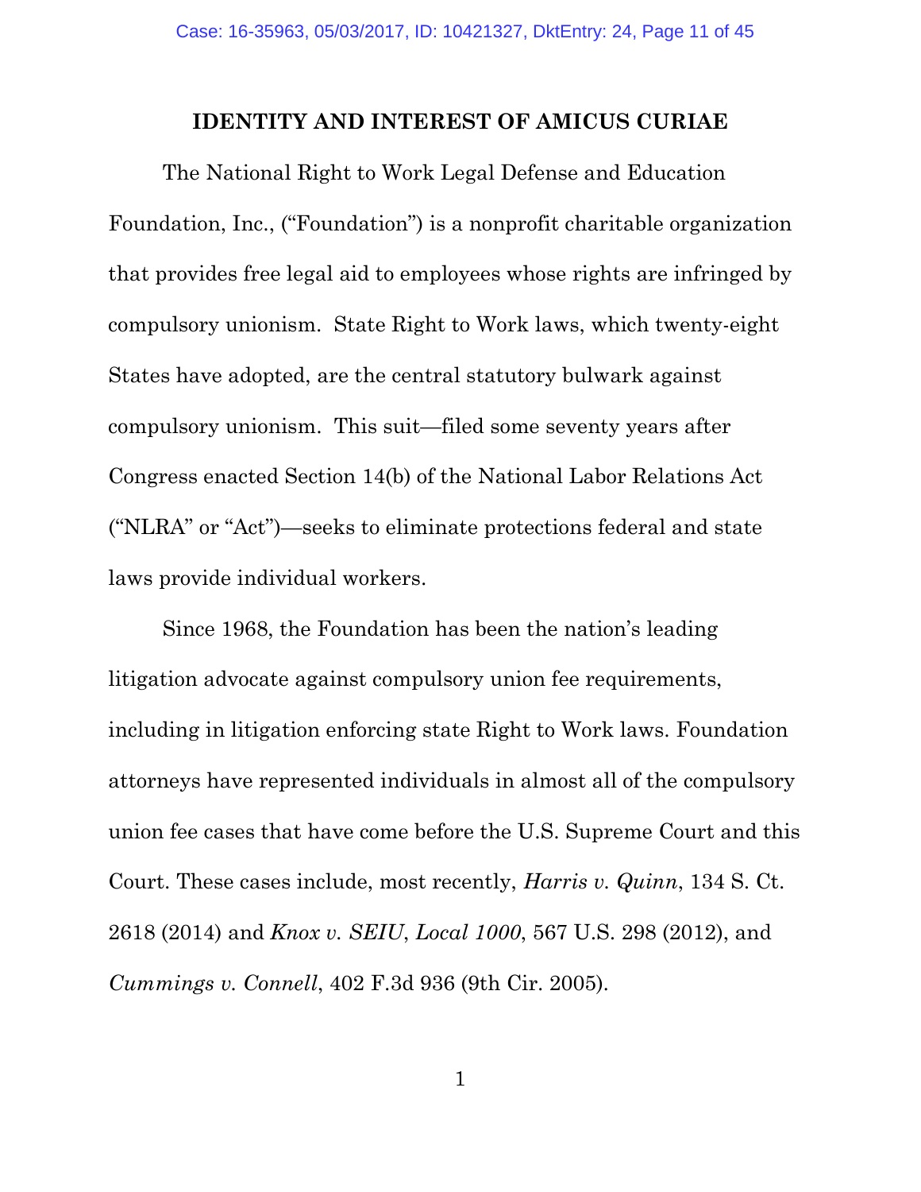## IDENTITY AND INTEREST OF AMICUS CURIAE

The National Right to Work Legal Defense and Education Foundation, Inc., ("Foundation") is a nonprofit charitable organization that provides free legal aid to employees whose rights are infringed by compulsory unionism. State Right to Work laws, which twenty-eight States have adopted, are the central statutory bulwark against compulsory unionism. This suit—filed some seventy years after Congress enacted Section 14(b) of the National Labor Relations Act ("NLRA" or "Act")—seeks to eliminate protections federal and state laws provide individual workers.

Since 1968, the Foundation has been the nation's leading litigation advocate against compulsory union fee requirements, including in litigation enforcing state Right to Work laws. Foundation attorneys have represented individuals in almost all of the compulsory union fee cases that have come before the U.S. Supreme Court and this Court. These cases include, most recently, *Harris v. Quinn*, 134 S. Ct. 2618 (2014) and *Knox v. SEIU*, *Local 1000*, 567 U.S. 298 (2012), and *Cummings v. Connell*, 402 F.3d 936 (9th Cir. 2005).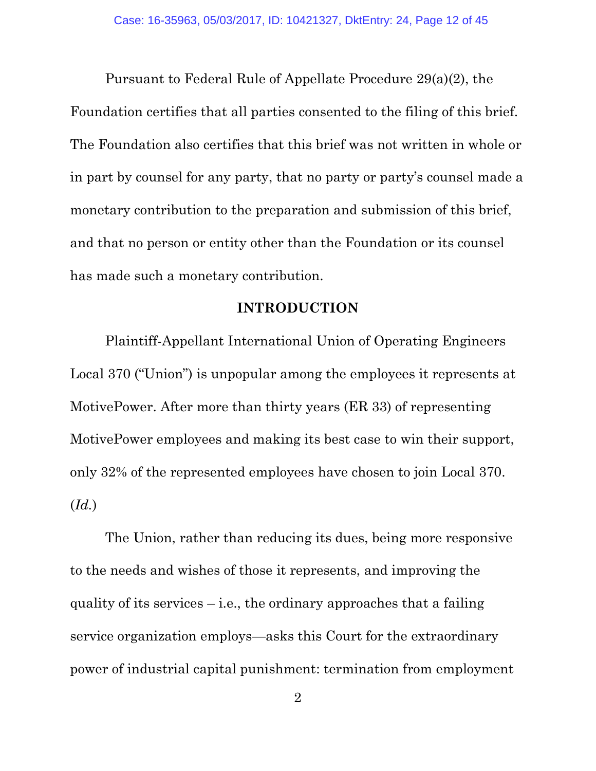Pursuant to Federal Rule of Appellate Procedure 29(a)(2), the Foundation certifies that all parties consented to the filing of this brief. The Foundation also certifies that this brief was not written in whole or in part by counsel for any party, that no party or party's counsel made a monetary contribution to the preparation and submission of this brief, and that no person or entity other than the Foundation or its counsel has made such a monetary contribution.

## INTRODUCTION

Plaintiff-Appellant International Union of Operating Engineers Local 370 ("Union") is unpopular among the employees it represents at MotivePower. After more than thirty years (ER 33) of representing MotivePower employees and making its best case to win their support, only 32% of the represented employees have chosen to join Local 370. (*Id.*)

The Union, rather than reducing its dues, being more responsive to the needs and wishes of those it represents, and improving the quality of its services – i.e., the ordinary approaches that a failing service organization employs—asks this Court for the extraordinary power of industrial capital punishment: termination from employment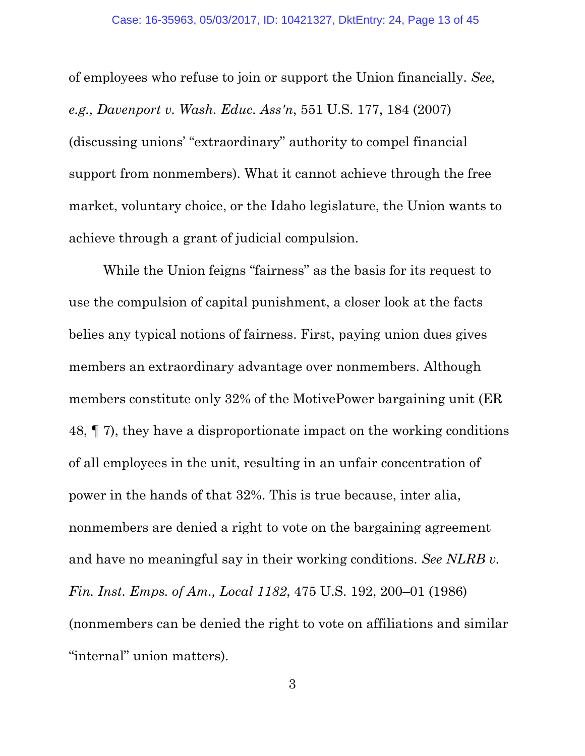of employees who refuse to join or support the Union financially. *See, e.g., Davenport v. Wash. Educ. Ass'n*, 551 U.S. 177, 184 (2007) (discussing unions' "extraordinary" authority to compel financial support from nonmembers). What it cannot achieve through the free market, voluntary choice, or the Idaho legislature, the Union wants to achieve through a grant of judicial compulsion.

While the Union feigns "fairness" as the basis for its request to use the compulsion of capital punishment, a closer look at the facts belies any typical notions of fairness. First, paying union dues gives members an extraordinary advantage over nonmembers. Although members constitute only 32% of the MotivePower bargaining unit (ER 48, ¶ 7), they have a disproportionate impact on the working conditions of all employees in the unit, resulting in an unfair concentration of power in the hands of that 32%. This is true because, inter alia, nonmembers are denied a right to vote on the bargaining agreement and have no meaningful say in their working conditions. *See NLRB v. Fin. Inst. Emps. of Am., Local 1182*, 475 U.S. 192, 200–01 (1986) (nonmembers can be denied the right to vote on affiliations and similar "internal" union matters).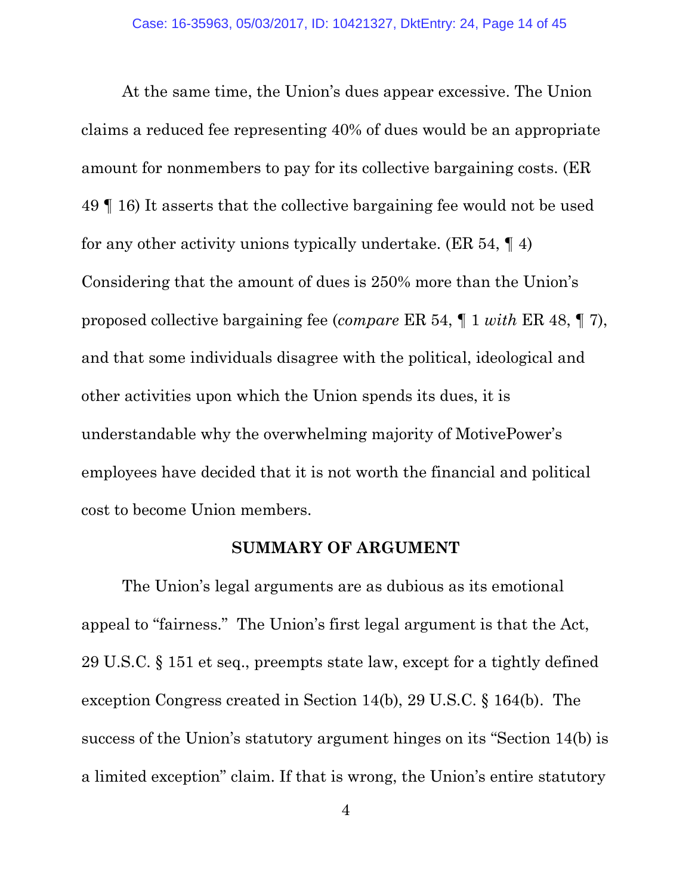At the same time, the Union's dues appear excessive. The Union claims a reduced fee representing 40% of dues would be an appropriate amount for nonmembers to pay for its collective bargaining costs. (ER 49 ¶ 16) It asserts that the collective bargaining fee would not be used for any other activity unions typically undertake. (ER 54, ¶ 4) Considering that the amount of dues is 250% more than the Union's proposed collective bargaining fee (*compare* ER 54, ¶ 1 *with* ER 48, ¶ 7), and that some individuals disagree with the political, ideological and other activities upon which the Union spends its dues, it is understandable why the overwhelming majority of MotivePower's employees have decided that it is not worth the financial and political cost to become Union members.

## SUMMARY OF ARGUMENT

The Union's legal arguments are as dubious as its emotional appeal to "fairness." The Union's first legal argument is that the Act, 29 U.S.C. § 151 et seq., preempts state law, except for a tightly defined exception Congress created in Section 14(b), 29 U.S.C. § 164(b). The success of the Union's statutory argument hinges on its "Section 14(b) is a limited exception" claim. If that is wrong, the Union's entire statutory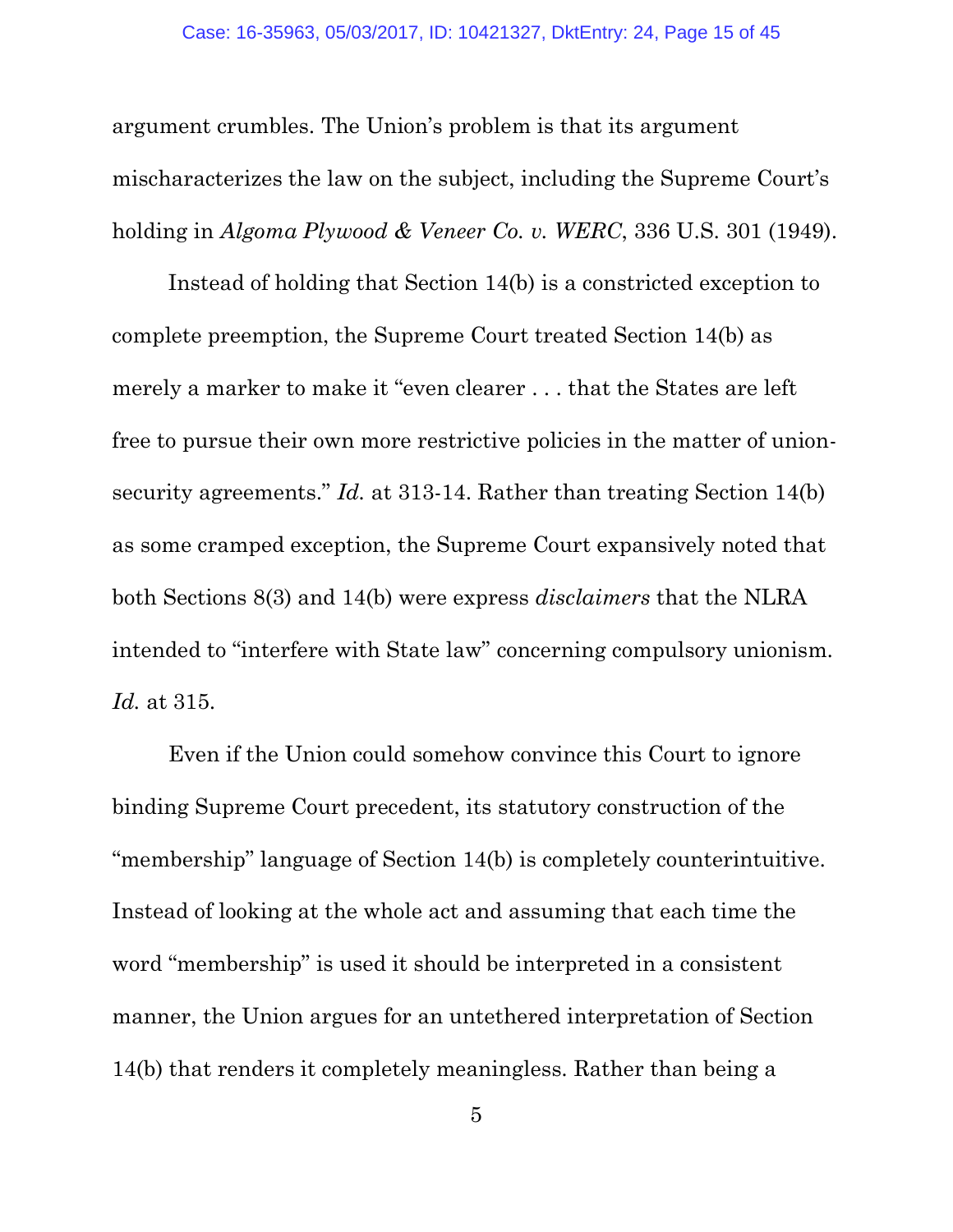argument crumbles. The Union's problem is that its argument mischaracterizes the law on the subject, including the Supreme Court's holding in *Algoma Plywood & Veneer Co. v. WERC*, 336 U.S. 301 (1949).

Instead of holding that Section 14(b) is a constricted exception to complete preemption, the Supreme Court treated Section 14(b) as merely a marker to make it "even clearer . . . that the States are left free to pursue their own more restrictive policies in the matter of union-security agreements." *Id.* at 313-14. Rather than treating Section 14(b) as some cramped exception, the Supreme Court expansively noted that both Sections 8(3) and 14(b) were express *disclaimers* that the NLRA intended to "interfere with State law" concerning compulsory unionism. *Id.* at 315.

Even if the Union could somehow convince this Court to ignore binding Supreme Court precedent, its statutory construction of the "membership" language of Section 14(b) is completely counterintuitive. Instead of looking at the whole act and assuming that each time the word "membership" is used it should be interpreted in a consistent manner, the Union argues for an untethered interpretation of Section 14(b) that renders it completely meaningless. Rather than being a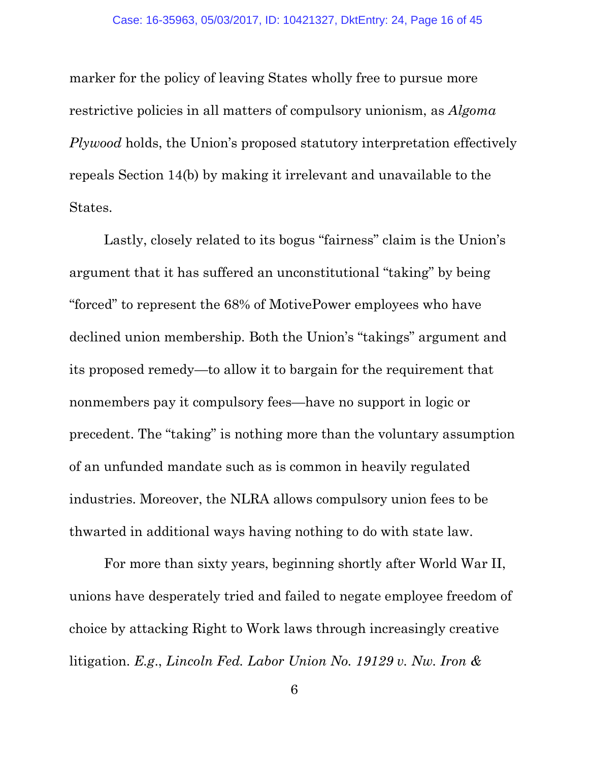marker for the policy of leaving States wholly free to pursue more restrictive policies in all matters of compulsory unionism, as *Algoma Plywood* holds, the Union's proposed statutory interpretation effectively repeals Section 14(b) by making it irrelevant and unavailable to the States.

Lastly, closely related to its bogus "fairness" claim is the Union's argument that it has suffered an unconstitutional "taking" by being "forced" to represent the 68% of MotivePower employees who have declined union membership. Both the Union's "takings" argument and its proposed remedy—to allow it to bargain for the requirement that nonmembers pay it compulsory fees—have no support in logic or precedent. The "taking" is nothing more than the voluntary assumption of an unfunded mandate such as is common in heavily regulated industries. Moreover, the NLRA allows compulsory union fees to be thwarted in additional ways having nothing to do with state law.

For more than sixty years, beginning shortly after World War II, unions have desperately tried and failed to negate employee freedom of choice by attacking Right to Work laws through increasingly creative litigation. *E.g.*, *Lincoln Fed. Labor Union No. 19129 v. Nw. Iron &*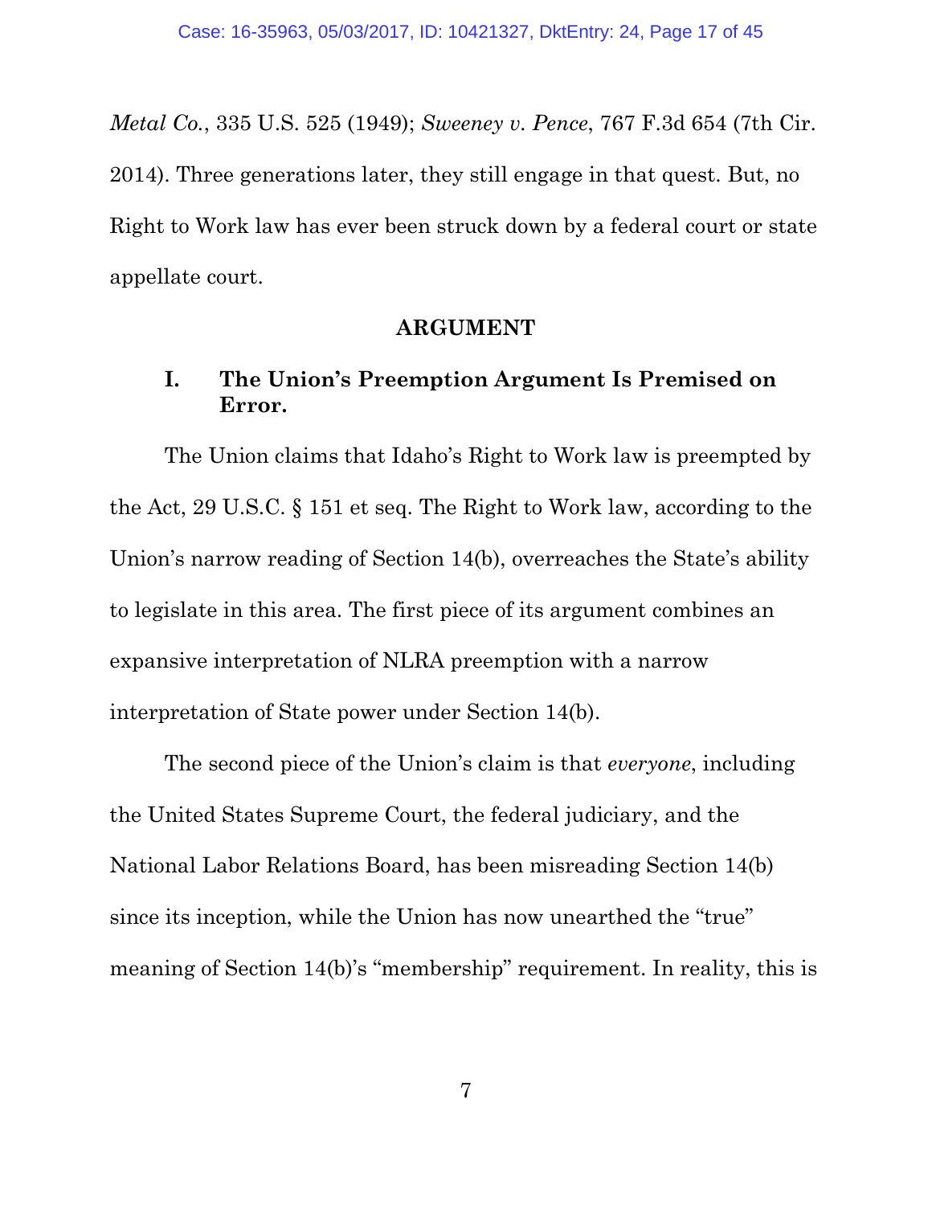*Metal Co.*, 335 U.S. 525 (1949); *Sweeney v. Pence*, 767 F.3d 654 (7th Cir. 2014). Three generations later, they still engage in that quest. But, no Right to Work law has ever been struck down by a federal court or state appellate court.

## ARGUMENT

### I. The Union's Preemption Argument Is Premised on Error.

The Union claims that Idaho's Right to Work law is preempted by the Act, 29 U.S.C. § 151 et seq. The Right to Work law, according to the Union's narrow reading of Section 14(b), overreaches the State's ability to legislate in this area. The first piece of its argument combines an expansive interpretation of NLRA preemption with a narrow interpretation of State power under Section 14(b).

The second piece of the Union's claim is that *everyone*, including the United States Supreme Court, the federal judiciary, and the National Labor Relations Board, has been misreading Section 14(b) since its inception, while the Union has now unearthed the "true" meaning of Section 14(b)'s "membership" requirement. In reality, this is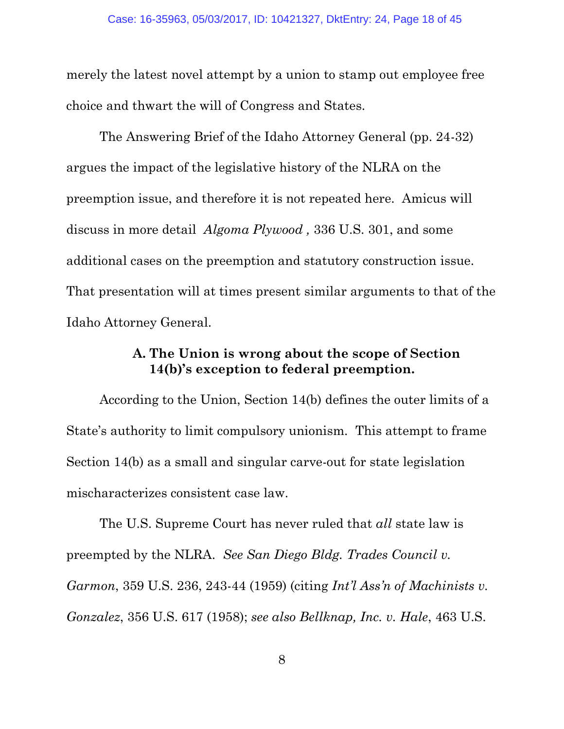merely the latest novel attempt by a union to stamp out employee free choice and thwart the will of Congress and States.

The Answering Brief of the Idaho Attorney General (pp. 24-32) argues the impact of the legislative history of the NLRA on the preemption issue, and therefore it is not repeated here. Amicus will discuss in more detail *Algoma Plywood ,* 336 U.S. 301, and some additional cases on the preemption and statutory construction issue. That presentation will at times present similar arguments to that of the Idaho Attorney General.

**A. The Union is wrong about the scope of Section 14(b)'s exception to federal preemption.**

According to the Union, Section 14(b) defines the outer limits of a State's authority to limit compulsory unionism. This attempt to frame Section 14(b) as a small and singular carve-out for state legislation mischaracterizes consistent case law.

The U.S. Supreme Court has never ruled that *all* state law is preempted by the NLRA. *See San Diego Bldg. Trades Council v. Garmon*, 359 U.S. 236, 243-44 (1959) (citing *Int'l Ass'n of Machinists v. Gonzalez*, 356 U.S. 617 (1958); *see also Bellknap, Inc. v. Hale*, 463 U.S.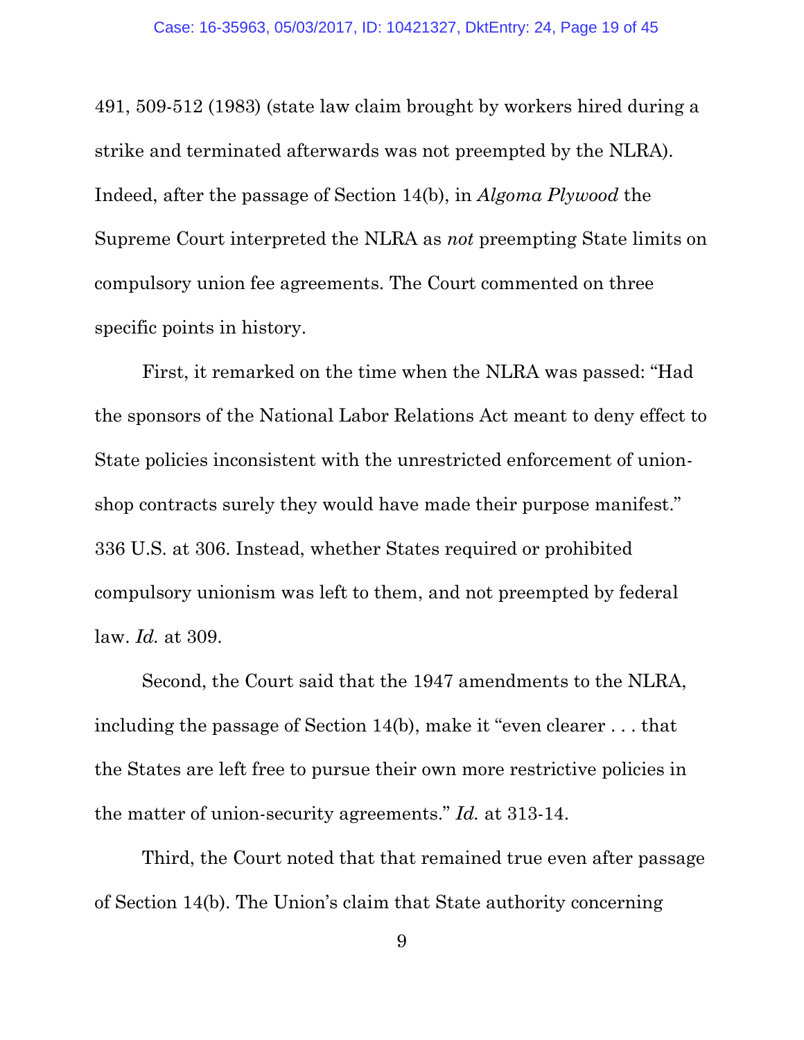491, 509-512 (1983) (state law claim brought by workers hired during a strike and terminated afterwards was not preempted by the NLRA). Indeed, after the passage of Section 14(b), in *Algoma Plywood* the Supreme Court interpreted the NLRA as *not* preempting State limits on compulsory union fee agreements. The Court commented on three specific points in history.

First, it remarked on the time when the NLRA was passed: "Had the sponsors of the National Labor Relations Act meant to deny effect to State policies inconsistent with the unrestricted enforcement of union-shop contracts surely they would have made their purpose manifest." 336 U.S. at 306. Instead, whether States required or prohibited compulsory unionism was left to them, and not preempted by federal law. *Id.* at 309.

Second, the Court said that the 1947 amendments to the NLRA, including the passage of Section 14(b), make it "even clearer . . . that the States are left free to pursue their own more restrictive policies in the matter of union-security agreements." *Id.* at 313-14.

Third, the Court noted that that remained true even after passage of Section 14(b). The Union's claim that State authority concerning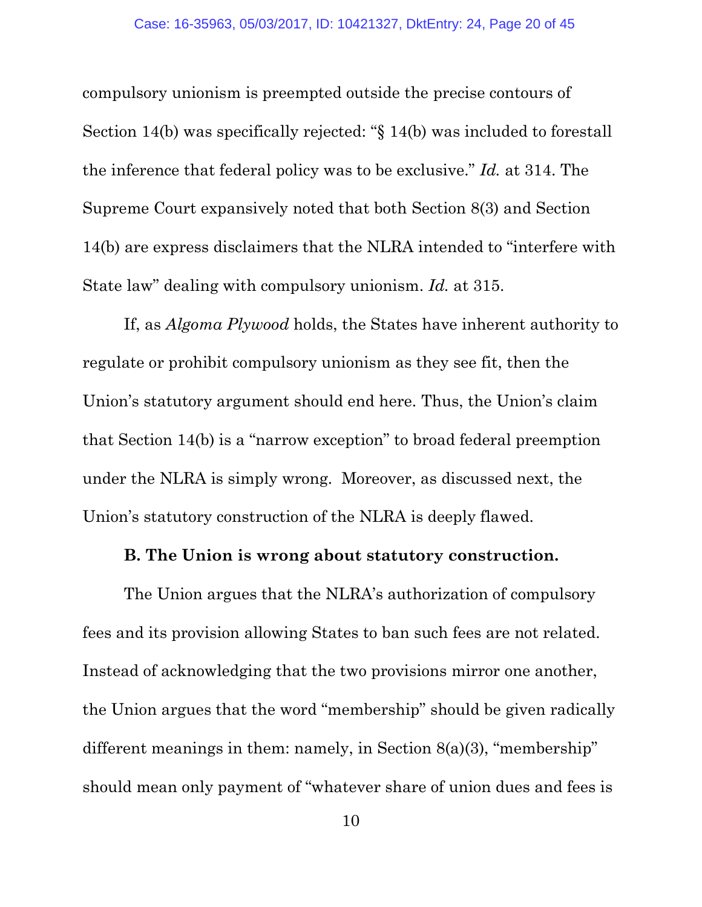compulsory unionism is preempted outside the precise contours of Section 14(b) was specifically rejected: "§ 14(b) was included to forestall the inference that federal policy was to be exclusive." *Id.* at 314. The Supreme Court expansively noted that both Section 8(3) and Section 14(b) are express disclaimers that the NLRA intended to "interfere with State law" dealing with compulsory unionism. *Id.* at 315.

If, as *Algoma Plywood* holds, the States have inherent authority to regulate or prohibit compulsory unionism as they see fit, then the Union's statutory argument should end here. Thus, the Union's claim that Section 14(b) is a "narrow exception" to broad federal preemption under the NLRA is simply wrong. Moreover, as discussed next, the Union's statutory construction of the NLRA is deeply flawed.

**B. The Union is wrong about statutory construction.**

The Union argues that the NLRA's authorization of compulsory fees and its provision allowing States to ban such fees are not related. Instead of acknowledging that the two provisions mirror one another, the Union argues that the word "membership" should be given radically different meanings in them: namely, in Section 8(a)(3), "membership" should mean only payment of "whatever share of union dues and fees is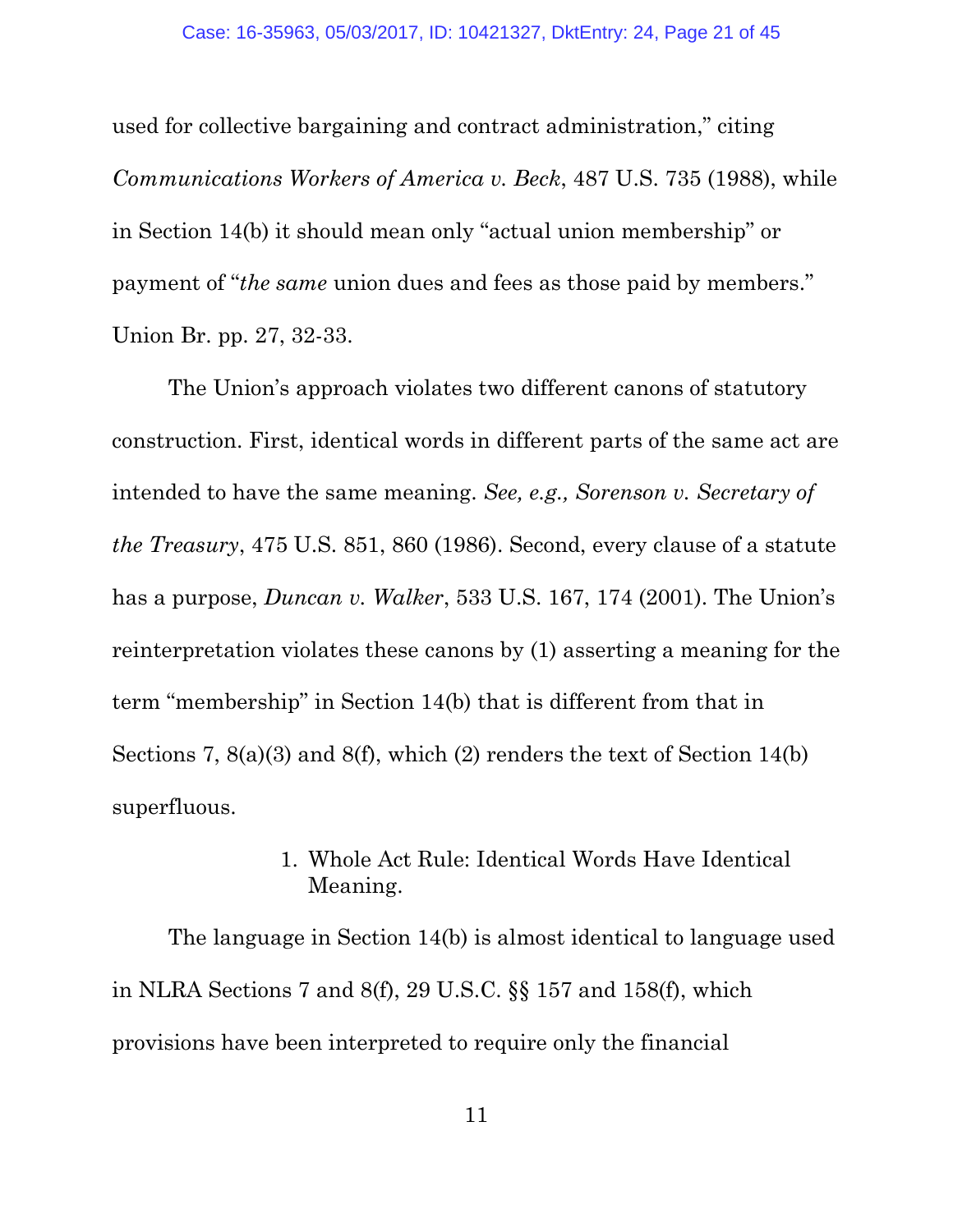used for collective bargaining and contract administration," citing *Communications Workers of America v. Beck*, 487 U.S. 735 (1988), while in Section 14(b) it should mean only "actual union membership" or payment of "*the same* union dues and fees as those paid by members." Union Br. pp. 27, 32-33.

The Union's approach violates two different canons of statutory construction. First, identical words in different parts of the same act are intended to have the same meaning. *See, e.g., Sorenson v. Secretary of the Treasury*, 475 U.S. 851, 860 (1986). Second, every clause of a statute has a purpose, *Duncan v. Walker*, 533 U.S. 167, 174 (2001). The Union's reinterpretation violates these canons by (1) asserting a meaning for the term "membership" in Section 14(b) that is different from that in Sections 7, 8(a)(3) and 8(f), which (2) renders the text of Section 14(b) superfluous.

1. Whole Act Rule: Identical Words Have Identical Meaning.

The language in Section 14(b) is almost identical to language used in NLRA Sections 7 and 8(f), 29 U.S.C. §§ 157 and 158(f), which provisions have been interpreted to require only the financial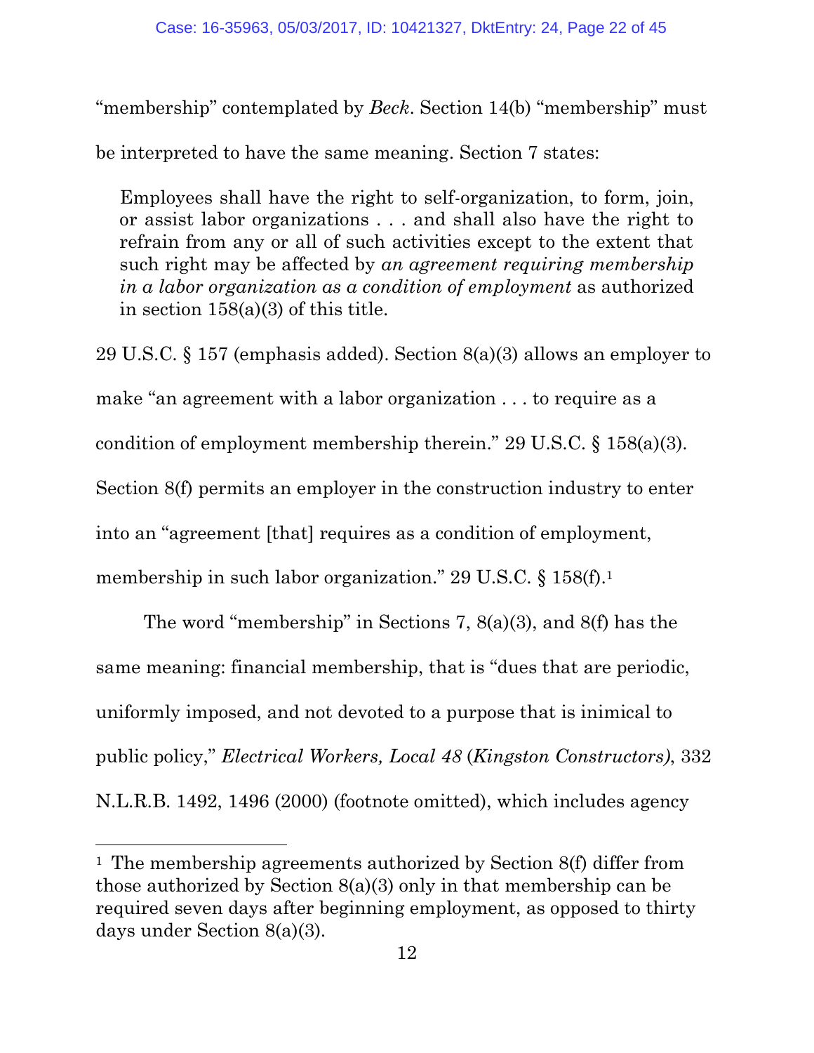"membership" contemplated by *Beck*. Section 14(b) "membership" must be interpreted to have the same meaning. Section 7 states:

> Employees shall have the right to self-organization, to form, join, or assist labor organizations . . . and shall also have the right to refrain from any or all of such activities except to the extent that such right may be affected by *an agreement requiring membership in a labor organization as a condition of employment* as authorized in section 158(a)(3) of this title.

29 U.S.C. § 157 (emphasis added). Section 8(a)(3) allows an employer to make "an agreement with a labor organization . . . to require as a condition of employment membership therein." 29 U.S.C. § 158(a)(3). Section 8(f) permits an employer in the construction industry to enter into an "agreement [that] requires as a condition of employment, membership in such labor organization." 29 U.S.C. § 158(f).[1]

The word "membership" in Sections 7, 8(a)(3), and 8(f) has the same meaning: financial membership, that is "dues that are periodic, uniformly imposed, and not devoted to a purpose that is inimical to public policy," *Electrical Workers, Local 48* (*Kingston Constructors)*, 332 N.L.R.B. 1492, 1496 (2000) (footnote omitted), which includes agency

---

[1] The membership agreements authorized by Section 8(f) differ from those authorized by Section 8(a)(3) only in that membership can be required seven days after beginning employment, as opposed to thirty days under Section 8(a)(3).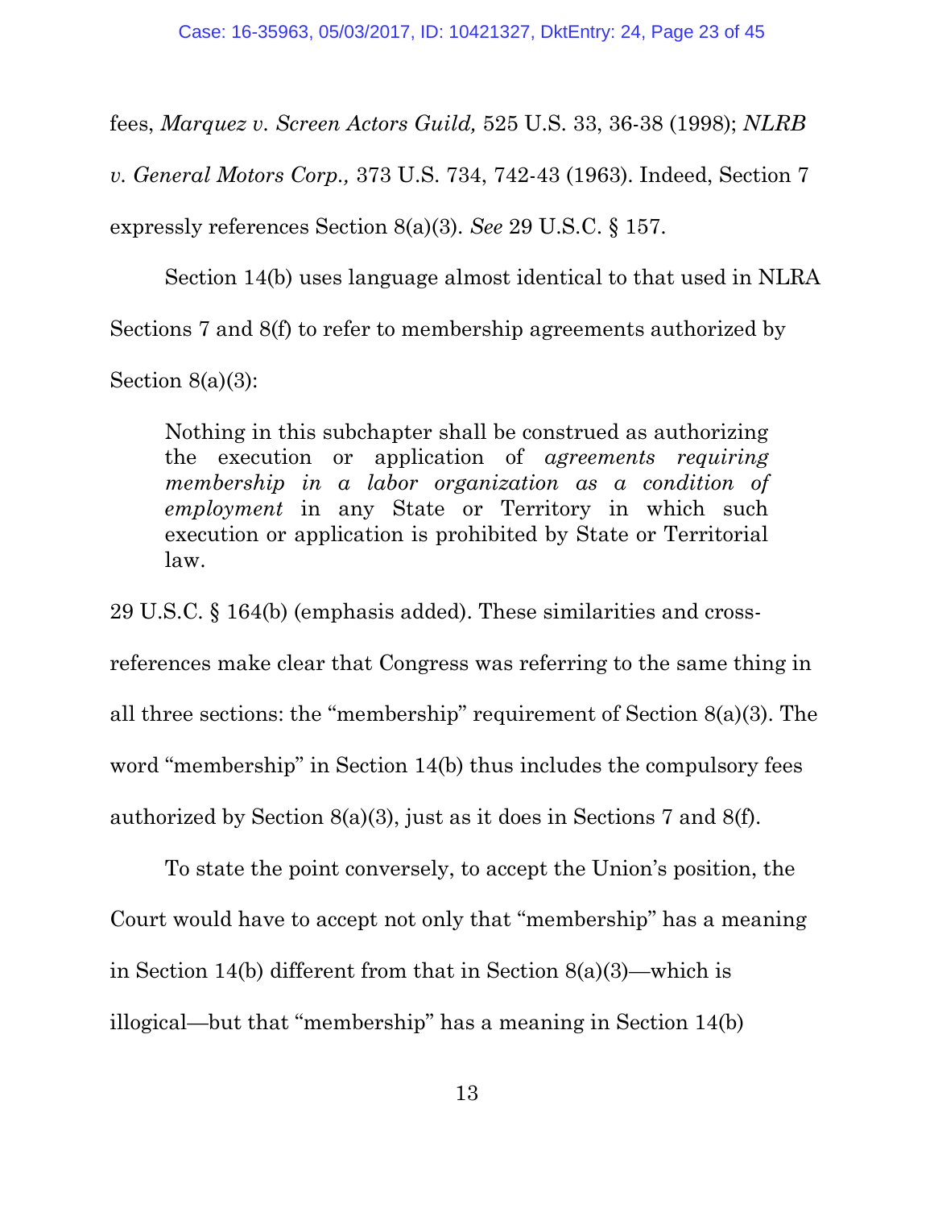fees, *Marquez v. Screen Actors Guild,* 525 U.S. 33, 36-38 (1998); *NLRB v. General Motors Corp.,* 373 U.S. 734, 742-43 (1963). Indeed, Section 7 expressly references Section 8(a)(3). *See* 29 U.S.C. § 157.

Section 14(b) uses language almost identical to that used in NLRA Sections 7 and 8(f) to refer to membership agreements authorized by Section 8(a)(3):

> Nothing in this subchapter shall be construed as authorizing the execution or application of *agreements requiring membership in a labor organization as a condition of employment* in any State or Territory in which such execution or application is prohibited by State or Territorial law.

29 U.S.C. § 164(b) (emphasis added). These similarities and cross-references make clear that Congress was referring to the same thing in all three sections: the "membership" requirement of Section 8(a)(3). The word "membership" in Section 14(b) thus includes the compulsory fees authorized by Section 8(a)(3), just as it does in Sections 7 and 8(f).

To state the point conversely, to accept the Union's position, the Court would have to accept not only that "membership" has a meaning in Section 14(b) different from that in Section 8(a)(3)—which is illogical—but that "membership" has a meaning in Section 14(b)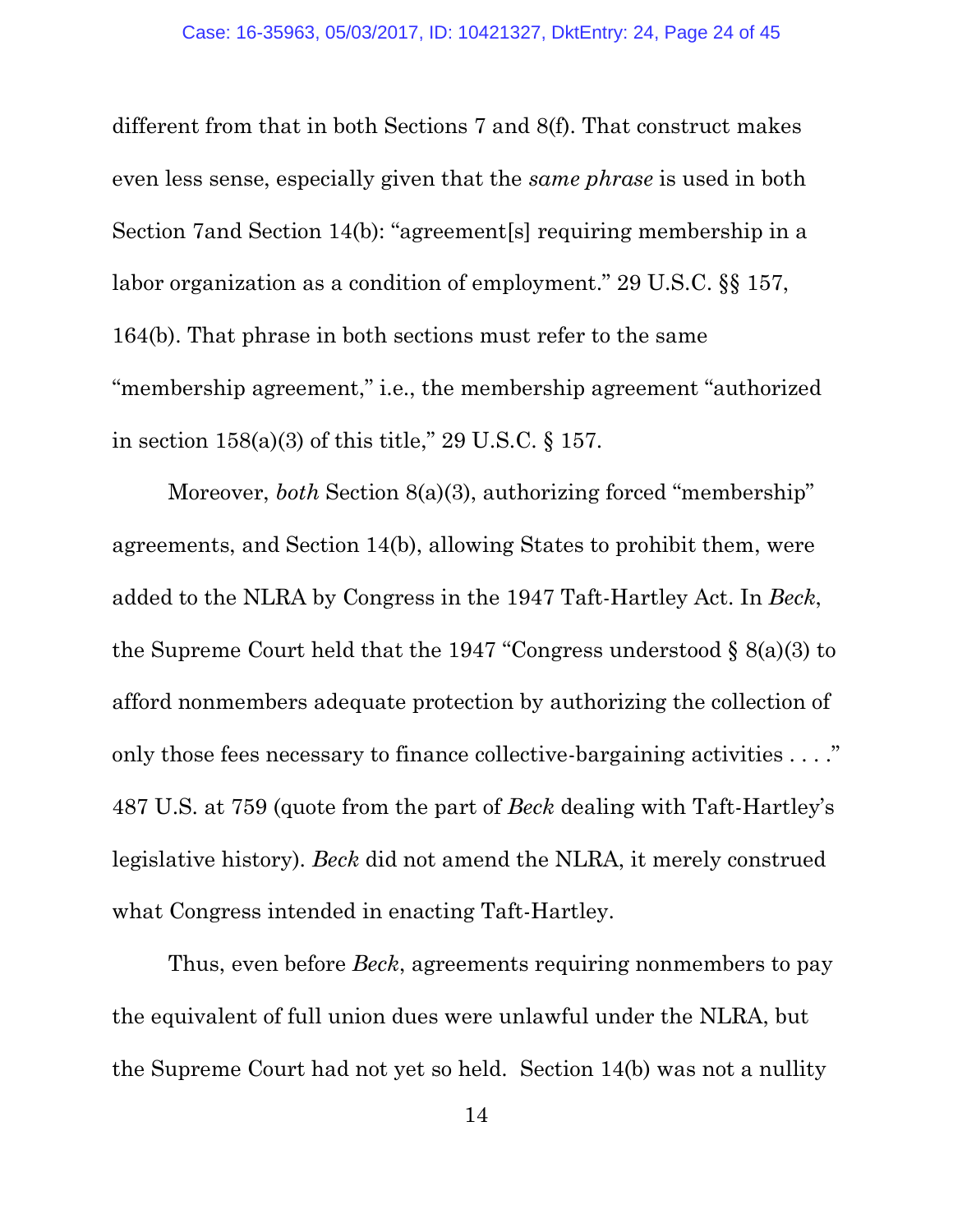different from that in both Sections 7 and 8(f). That construct makes even less sense, especially given that the *same phrase* is used in both Section 7and Section 14(b): "agreement[s] requiring membership in a labor organization as a condition of employment." 29 U.S.C. §§ 157, 164(b). That phrase in both sections must refer to the same "membership agreement," i.e., the membership agreement "authorized in section 158(a)(3) of this title," 29 U.S.C. § 157.

Moreover, *both* Section 8(a)(3), authorizing forced "membership" agreements, and Section 14(b), allowing States to prohibit them, were added to the NLRA by Congress in the 1947 Taft-Hartley Act. In *Beck*, the Supreme Court held that the 1947 "Congress understood § 8(a)(3) to afford nonmembers adequate protection by authorizing the collection of only those fees necessary to finance collective-bargaining activities . . . ." 487 U.S. at 759 (quote from the part of *Beck* dealing with Taft-Hartley's legislative history). *Beck* did not amend the NLRA, it merely construed what Congress intended in enacting Taft-Hartley.

Thus, even before *Beck*, agreements requiring nonmembers to pay the equivalent of full union dues were unlawful under the NLRA, but the Supreme Court had not yet so held. Section 14(b) was not a nullity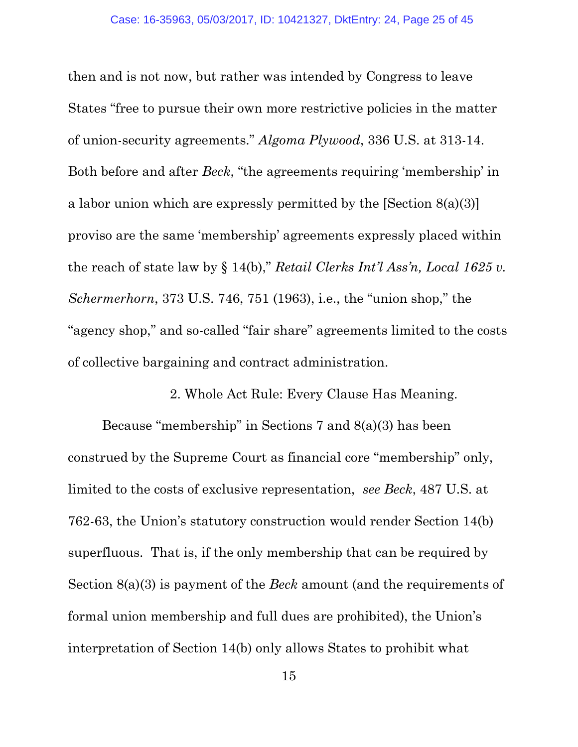then and is not now, but rather was intended by Congress to leave States "free to pursue their own more restrictive policies in the matter of union-security agreements." *Algoma Plywood*, 336 U.S. at 313-14. Both before and after *Beck*, "the agreements requiring 'membership' in a labor union which are expressly permitted by the [Section 8(a)(3)] proviso are the same 'membership' agreements expressly placed within the reach of state law by § 14(b)," *Retail Clerks Int'l Ass'n, Local 1625 v. Schermerhorn*, 373 U.S. 746, 751 (1963), i.e., the "union shop," the "agency shop," and so-called "fair share" agreements limited to the costs of collective bargaining and contract administration.

### 2. Whole Act Rule: Every Clause Has Meaning.

Because "membership" in Sections 7 and 8(a)(3) has been construed by the Supreme Court as financial core "membership" only, limited to the costs of exclusive representation, *see Beck*, 487 U.S. at 762-63, the Union's statutory construction would render Section 14(b) superfluous. That is, if the only membership that can be required by Section 8(a)(3) is payment of the *Beck* amount (and the requirements of formal union membership and full dues are prohibited), the Union's interpretation of Section 14(b) only allows States to prohibit what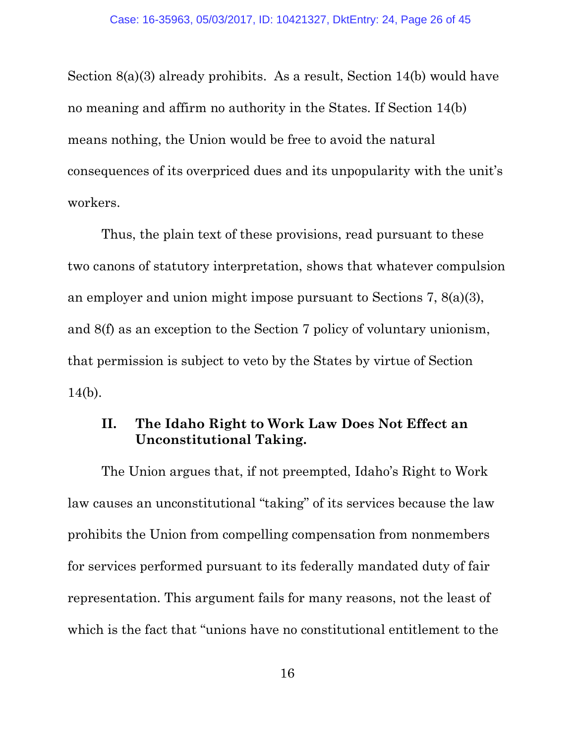Section 8(a)(3) already prohibits. As a result, Section 14(b) would have no meaning and affirm no authority in the States. If Section 14(b) means nothing, the Union would be free to avoid the natural consequences of its overpriced dues and its unpopularity with the unit's workers.

Thus, the plain text of these provisions, read pursuant to these two canons of statutory interpretation, shows that whatever compulsion an employer and union might impose pursuant to Sections 7, 8(a)(3), and 8(f) as an exception to the Section 7 policy of voluntary unionism, that permission is subject to veto by the States by virtue of Section 14(b).

## II. The Idaho Right to Work Law Does Not Effect an Unconstitutional Taking.

The Union argues that, if not preempted, Idaho's Right to Work law causes an unconstitutional "taking" of its services because the law prohibits the Union from compelling compensation from nonmembers for services performed pursuant to its federally mandated duty of fair representation. This argument fails for many reasons, not the least of which is the fact that "unions have no constitutional entitlement to the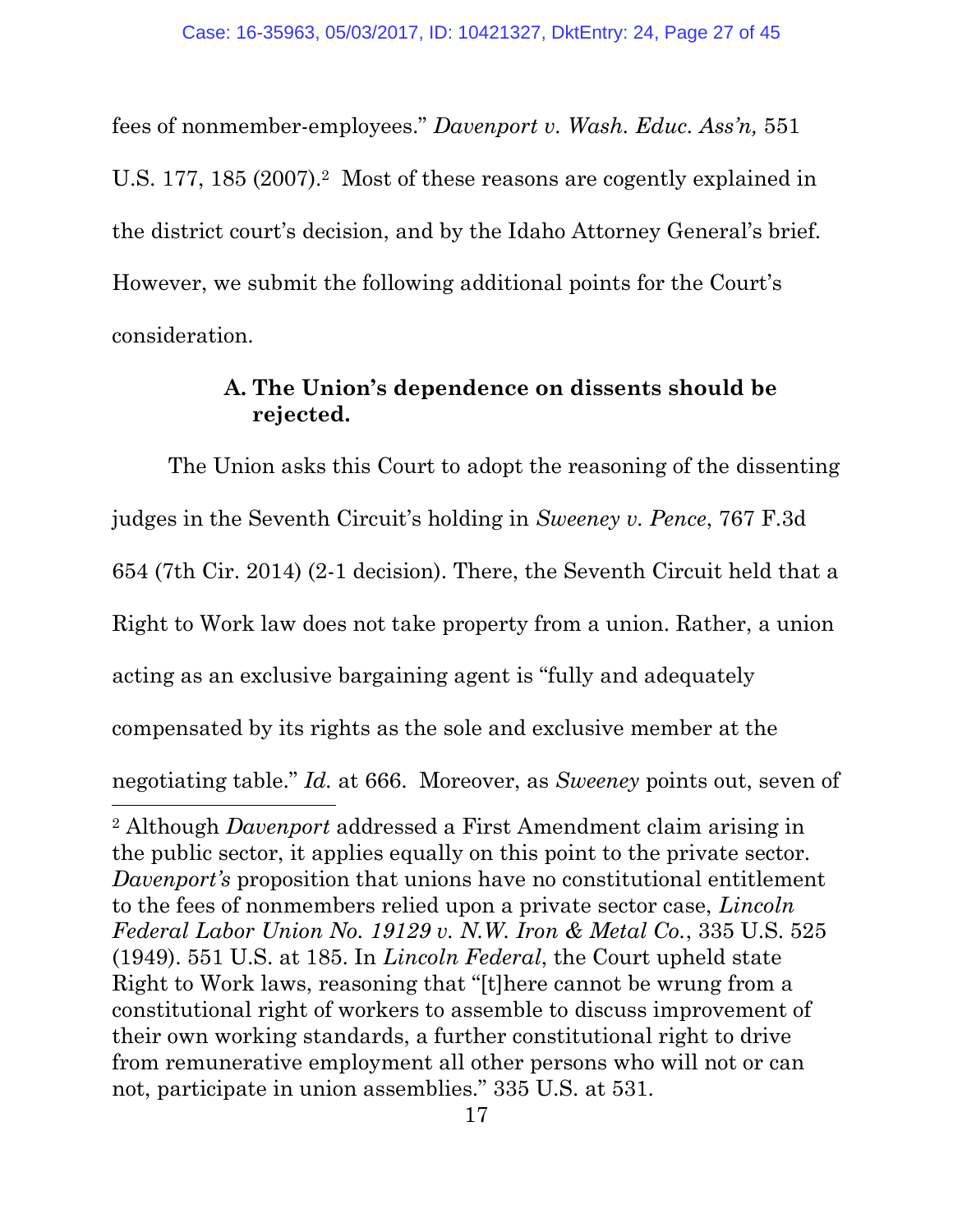fees of nonmember-employees." *Davenport v. Wash. Educ. Ass'n,* 551 U.S. 177, 185 (2007).[2] Most of these reasons are cogently explained in the district court's decision, and by the Idaho Attorney General's brief. However, we submit the following additional points for the Court's consideration.

### A. The Union's dependence on dissents should be rejected.

The Union asks this Court to adopt the reasoning of the dissenting judges in the Seventh Circuit's holding in *Sweeney v. Pence*, 767 F.3d 654 (7th Cir. 2014) (2-1 decision). There, the Seventh Circuit held that a Right to Work law does not take property from a union. Rather, a union acting as an exclusive bargaining agent is "fully and adequately compensated by its rights as the sole and exclusive member at the negotiating table." *Id.* at 666. Moreover, as *Sweeney* points out, seven of

---

[2] Although *Davenport* addressed a First Amendment claim arising in the public sector, it applies equally on this point to the private sector. *Davenport's* proposition that unions have no constitutional entitlement to the fees of nonmembers relied upon a private sector case, *Lincoln Federal Labor Union No. 19129 v. N.W. Iron & Metal Co.*, 335 U.S. 525 (1949). 551 U.S. at 185. In *Lincoln Federal*, the Court upheld state Right to Work laws, reasoning that "[t]here cannot be wrung from a constitutional right of workers to assemble to discuss improvement of their own working standards, a further constitutional right to drive from remunerative employment all other persons who will not or can not, participate in union assemblies." 335 U.S. at 531.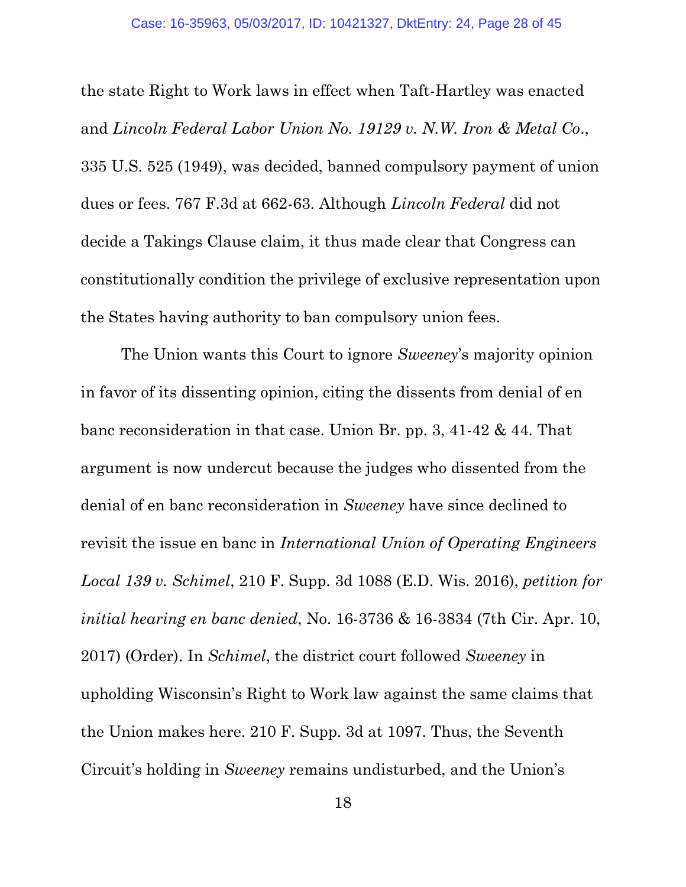the state Right to Work laws in effect when Taft-Hartley was enacted and *Lincoln Federal Labor Union No. 19129 v. N.W. Iron & Metal Co*., 335 U.S. 525 (1949), was decided, banned compulsory payment of union dues or fees. 767 F.3d at 662-63. Although *Lincoln Federal* did not decide a Takings Clause claim, it thus made clear that Congress can constitutionally condition the privilege of exclusive representation upon the States having authority to ban compulsory union fees.

The Union wants this Court to ignore *Sweeney*'s majority opinion in favor of its dissenting opinion, citing the dissents from denial of en banc reconsideration in that case. Union Br. pp. 3, 41-42 & 44. That argument is now undercut because the judges who dissented from the denial of en banc reconsideration in *Sweeney* have since declined to revisit the issue en banc in *International Union of Operating Engineers Local 139 v. Schimel*, 210 F. Supp. 3d 1088 (E.D. Wis. 2016), *petition for initial hearing en banc denied*, No. 16-3736 & 16-3834 (7th Cir. Apr. 10, 2017) (Order). In *Schimel*, the district court followed *Sweeney* in upholding Wisconsin's Right to Work law against the same claims that the Union makes here. 210 F. Supp. 3d at 1097. Thus, the Seventh Circuit's holding in *Sweeney* remains undisturbed, and the Union's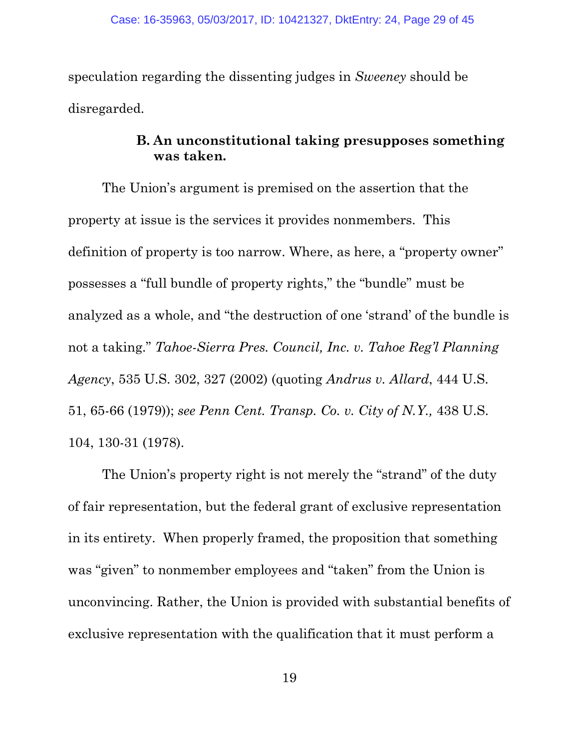speculation regarding the dissenting judges in *Sweeney* should be disregarded.

### B. An unconstitutional taking presupposes something was taken.

The Union's argument is premised on the assertion that the property at issue is the services it provides nonmembers. This definition of property is too narrow. Where, as here, a "property owner" possesses a "full bundle of property rights," the "bundle" must be analyzed as a whole, and "the destruction of one 'strand' of the bundle is not a taking." *Tahoe-Sierra Pres. Council, Inc. v. Tahoe Reg'l Planning Agency*, 535 U.S. 302, 327 (2002) (quoting *Andrus v. Allard*, 444 U.S. 51, 65-66 (1979)); *see Penn Cent. Transp. Co. v. City of N.Y.,* 438 U.S. 104, 130-31 (1978).

The Union's property right is not merely the "strand" of the duty of fair representation, but the federal grant of exclusive representation in its entirety. When properly framed, the proposition that something was "given" to nonmember employees and "taken" from the Union is unconvincing. Rather, the Union is provided with substantial benefits of exclusive representation with the qualification that it must perform a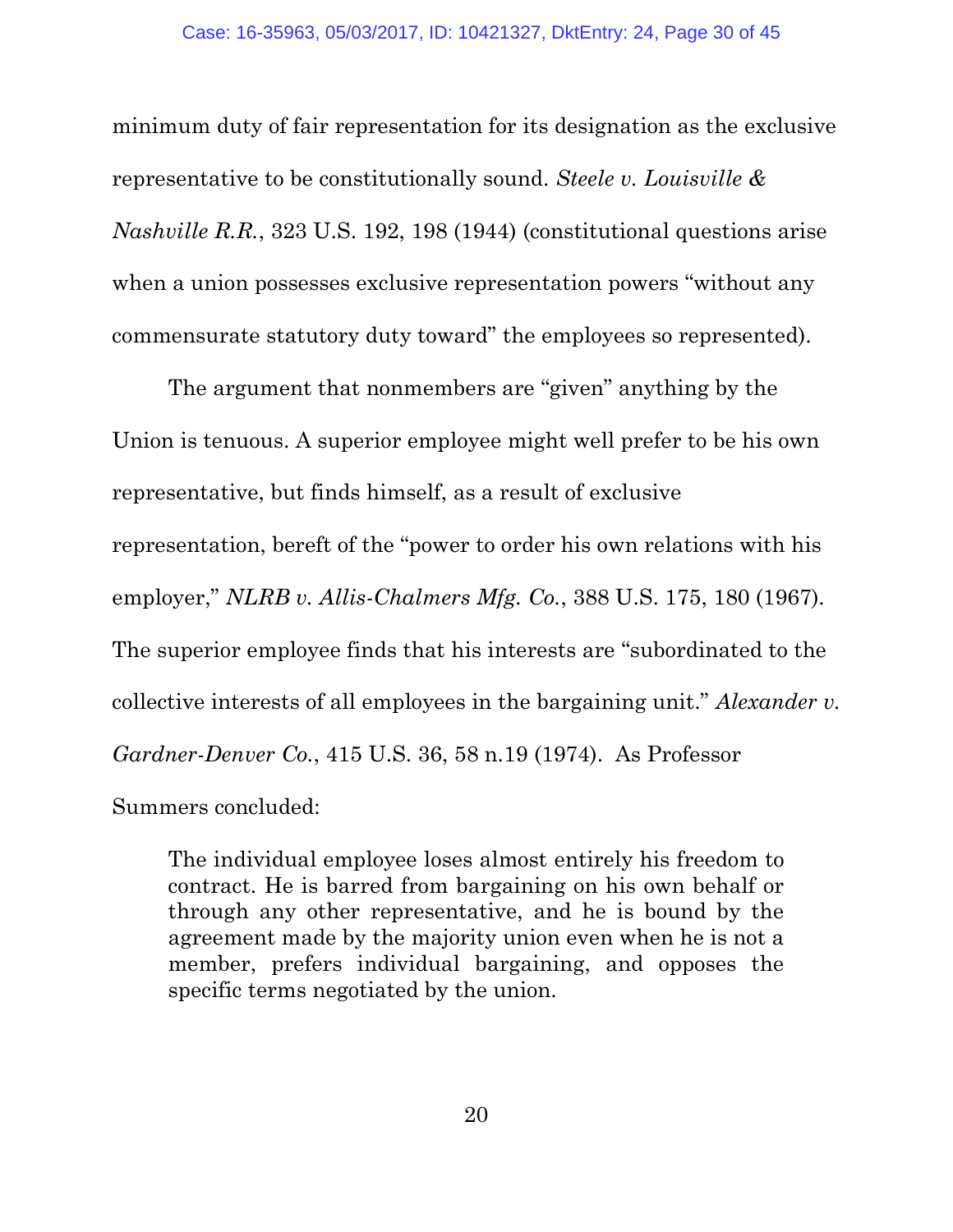minimum duty of fair representation for its designation as the exclusive representative to be constitutionally sound. *Steele v. Louisville & Nashville R.R.*, 323 U.S. 192, 198 (1944) (constitutional questions arise when a union possesses exclusive representation powers "without any commensurate statutory duty toward" the employees so represented).

The argument that nonmembers are "given" anything by the Union is tenuous. A superior employee might well prefer to be his own representative, but finds himself, as a result of exclusive representation, bereft of the "power to order his own relations with his employer," *NLRB v. Allis-Chalmers Mfg. Co.*, 388 U.S. 175, 180 (1967). The superior employee finds that his interests are "subordinated to the collective interests of all employees in the bargaining unit." *Alexander v. Gardner-Denver Co.*, 415 U.S. 36, 58 n.19 (1974). As Professor Summers concluded:

> The individual employee loses almost entirely his freedom to contract. He is barred from bargaining on his own behalf or through any other representative, and he is bound by the agreement made by the majority union even when he is not a member, prefers individual bargaining, and opposes the specific terms negotiated by the union.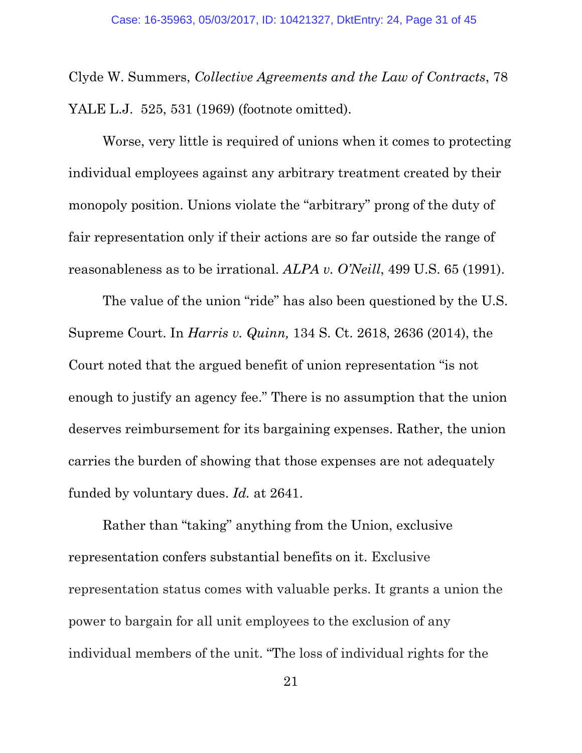Clyde W. Summers, *Collective Agreements and the Law of Contracts*, 78 YALE L.J. 525, 531 (1969) (footnote omitted).

Worse, very little is required of unions when it comes to protecting individual employees against any arbitrary treatment created by their monopoly position. Unions violate the "arbitrary" prong of the duty of fair representation only if their actions are so far outside the range of reasonableness as to be irrational. *ALPA v. O'Neill*, 499 U.S. 65 (1991).

The value of the union "ride" has also been questioned by the U.S. Supreme Court. In *Harris v. Quinn,* 134 S. Ct. 2618, 2636 (2014), the Court noted that the argued benefit of union representation "is not enough to justify an agency fee." There is no assumption that the union deserves reimbursement for its bargaining expenses. Rather, the union carries the burden of showing that those expenses are not adequately funded by voluntary dues. *Id.* at 2641.

Rather than "taking" anything from the Union, exclusive representation confers substantial benefits on it. Exclusive representation status comes with valuable perks. It grants a union the power to bargain for all unit employees to the exclusion of any individual members of the unit. "The loss of individual rights for the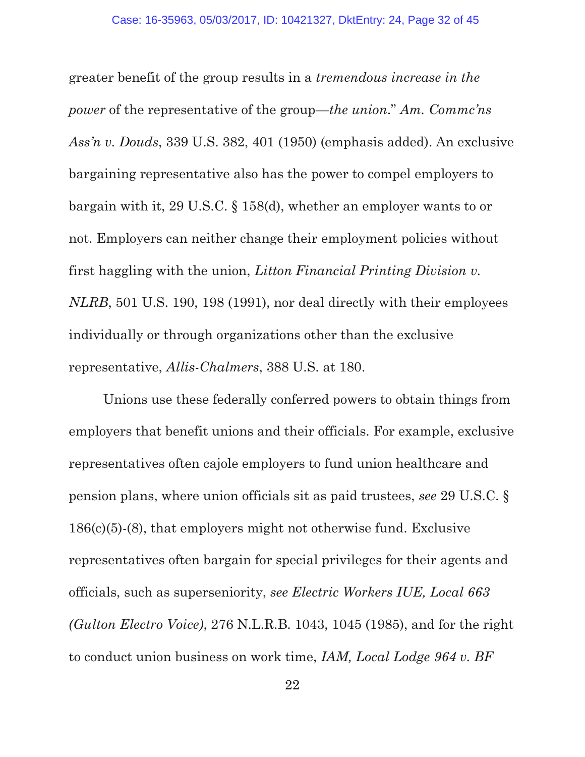greater benefit of the group results in a *tremendous increase in the power* of the representative of the group—*the union*." *Am. Commc'ns Ass'n v. Douds*, 339 U.S. 382, 401 (1950) (emphasis added). An exclusive bargaining representative also has the power to compel employers to bargain with it, 29 U.S.C. § 158(d), whether an employer wants to or not. Employers can neither change their employment policies without first haggling with the union, *Litton Financial Printing Division v. NLRB*, 501 U.S. 190, 198 (1991), nor deal directly with their employees individually or through organizations other than the exclusive representative, *Allis-Chalmers*, 388 U.S. at 180.

Unions use these federally conferred powers to obtain things from employers that benefit unions and their officials. For example, exclusive representatives often cajole employers to fund union healthcare and pension plans, where union officials sit as paid trustees, *see* 29 U.S.C. § 186(c)(5)-(8), that employers might not otherwise fund. Exclusive representatives often bargain for special privileges for their agents and officials, such as superseniority, *see Electric Workers IUE, Local 663 (Gulton Electro Voice)*, 276 N.L.R.B. 1043, 1045 (1985), and for the right to conduct union business on work time, *IAM, Local Lodge 964 v. BF*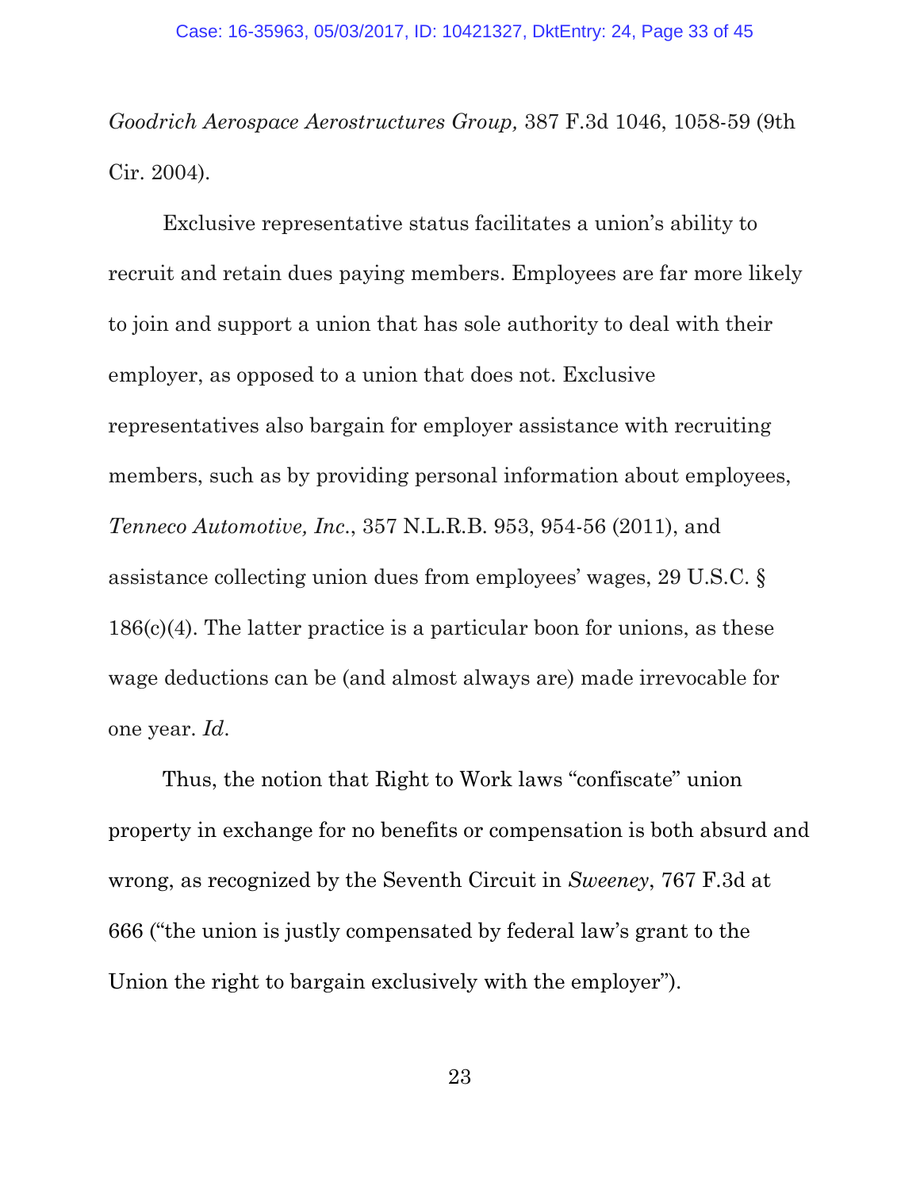*Goodrich Aerospace Aerostructures Group,* 387 F.3d 1046, 1058-59 (9th Cir. 2004).

Exclusive representative status facilitates a union's ability to recruit and retain dues paying members. Employees are far more likely to join and support a union that has sole authority to deal with their employer, as opposed to a union that does not. Exclusive representatives also bargain for employer assistance with recruiting members, such as by providing personal information about employees, *Tenneco Automotive, Inc.*, 357 N.L.R.B. 953, 954-56 (2011), and assistance collecting union dues from employees' wages, 29 U.S.C. § 186(c)(4). The latter practice is a particular boon for unions, as these wage deductions can be (and almost always are) made irrevocable for one year. *Id*.

Thus, the notion that Right to Work laws "confiscate" union property in exchange for no benefits or compensation is both absurd and wrong, as recognized by the Seventh Circuit in *Sweeney*, 767 F.3d at 666 ("the union is justly compensated by federal law's grant to the Union the right to bargain exclusively with the employer").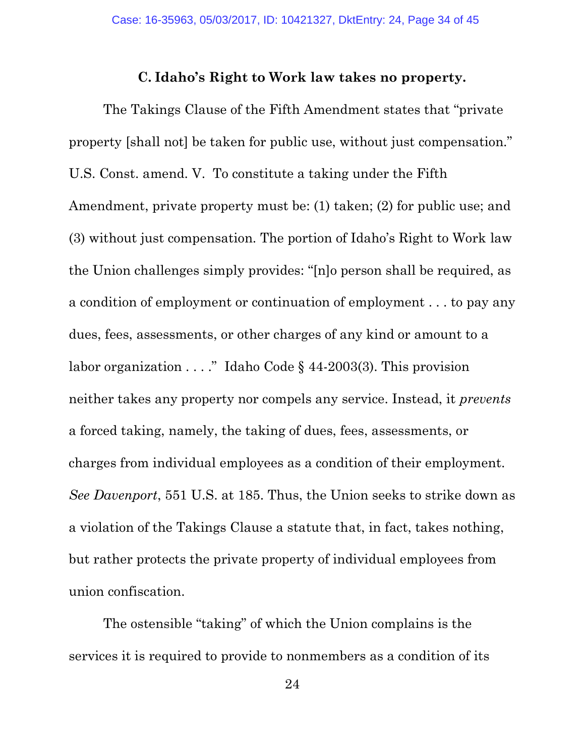### C. Idaho's Right to Work law takes no property.

The Takings Clause of the Fifth Amendment states that "private property [shall not] be taken for public use, without just compensation." U.S. Const. amend. V. To constitute a taking under the Fifth Amendment, private property must be: (1) taken; (2) for public use; and (3) without just compensation. The portion of Idaho's Right to Work law the Union challenges simply provides: "[n]o person shall be required, as a condition of employment or continuation of employment . . . to pay any dues, fees, assessments, or other charges of any kind or amount to a labor organization . . . ." Idaho Code § 44-2003(3). This provision neither takes any property nor compels any service. Instead, it *prevents* a forced taking, namely, the taking of dues, fees, assessments, or charges from individual employees as a condition of their employment. *See Davenport*, 551 U.S. at 185. Thus, the Union seeks to strike down as a violation of the Takings Clause a statute that, in fact, takes nothing, but rather protects the private property of individual employees from union confiscation.

The ostensible "taking" of which the Union complains is the services it is required to provide to nonmembers as a condition of its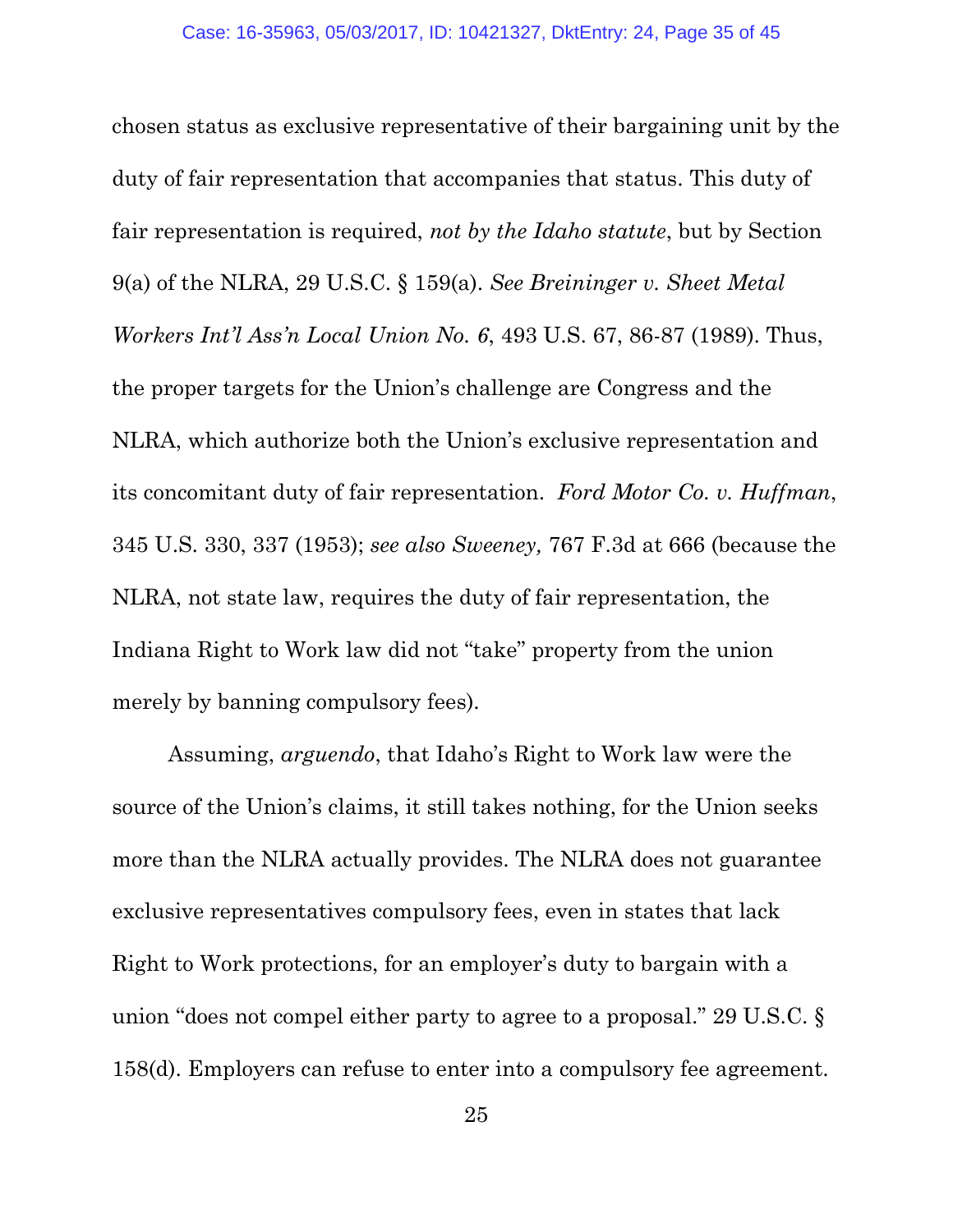chosen status as exclusive representative of their bargaining unit by the duty of fair representation that accompanies that status. This duty of fair representation is required, *not by the Idaho statute*, but by Section 9(a) of the NLRA, 29 U.S.C. § 159(a). *See Breininger v. Sheet Metal Workers Int'l Ass'n Local Union No. 6*, 493 U.S. 67, 86-87 (1989). Thus, the proper targets for the Union's challenge are Congress and the NLRA, which authorize both the Union's exclusive representation and its concomitant duty of fair representation. *Ford Motor Co. v. Huffman*, 345 U.S. 330, 337 (1953); *see also Sweeney,* 767 F.3d at 666 (because the NLRA, not state law, requires the duty of fair representation, the Indiana Right to Work law did not "take" property from the union merely by banning compulsory fees).

Assuming, *arguendo*, that Idaho's Right to Work law were the source of the Union's claims, it still takes nothing, for the Union seeks more than the NLRA actually provides. The NLRA does not guarantee exclusive representatives compulsory fees, even in states that lack Right to Work protections, for an employer's duty to bargain with a union "does not compel either party to agree to a proposal." 29 U.S.C. § 158(d). Employers can refuse to enter into a compulsory fee agreement.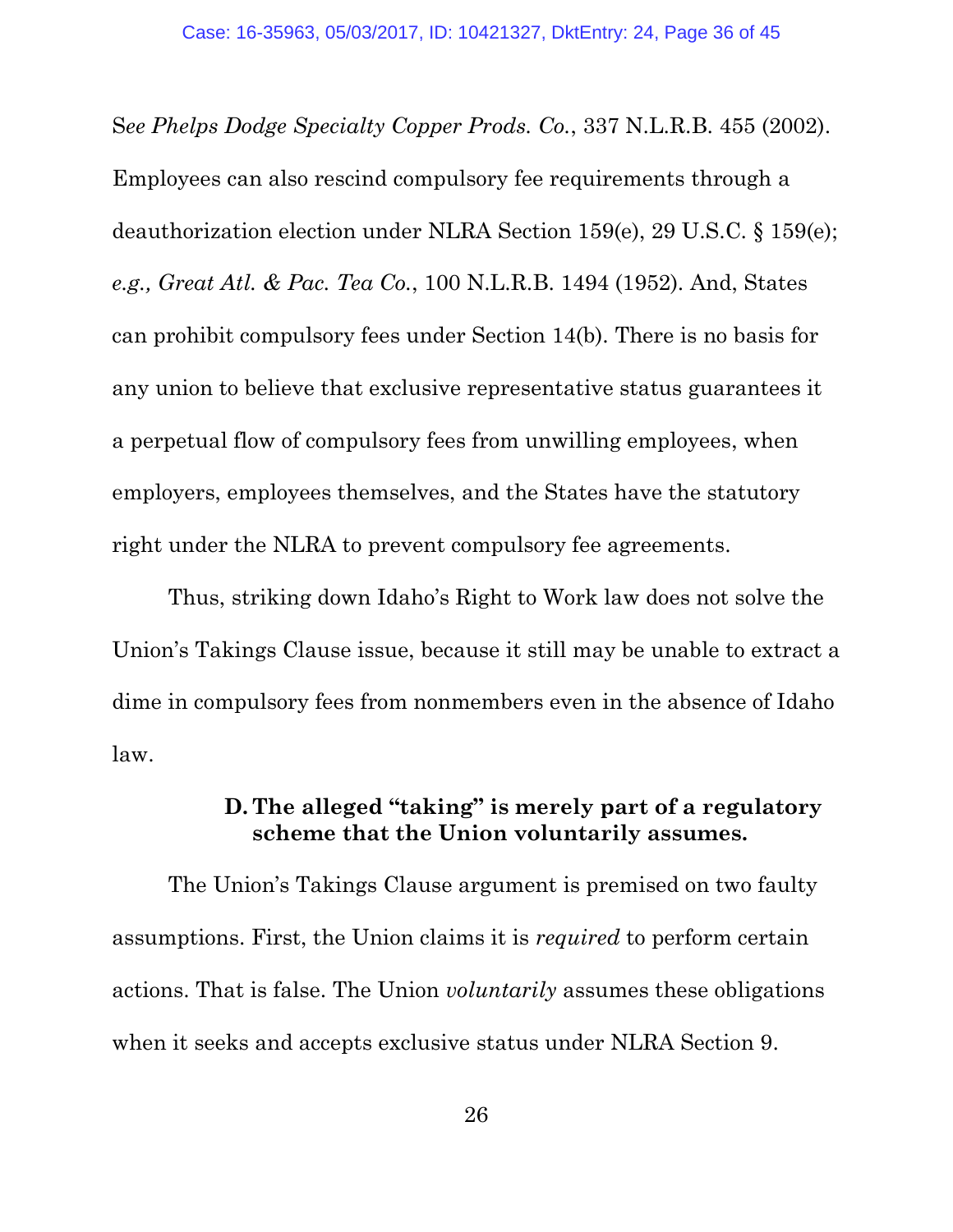*See Phelps Dodge Specialty Copper Prods. Co.*, 337 N.L.R.B. 455 (2002). Employees can also rescind compulsory fee requirements through a deauthorization election under NLRA Section 159(e), 29 U.S.C. § 159(e); *e.g., Great Atl. & Pac. Tea Co.*, 100 N.L.R.B. 1494 (1952). And, States can prohibit compulsory fees under Section 14(b). There is no basis for any union to believe that exclusive representative status guarantees it a perpetual flow of compulsory fees from unwilling employees, when employers, employees themselves, and the States have the statutory right under the NLRA to prevent compulsory fee agreements.

Thus, striking down Idaho's Right to Work law does not solve the Union's Takings Clause issue, because it still may be unable to extract a dime in compulsory fees from nonmembers even in the absence of Idaho law.

### D. The alleged "taking" is merely part of a regulatory scheme that the Union voluntarily assumes.

The Union's Takings Clause argument is premised on two faulty assumptions. First, the Union claims it is *required* to perform certain actions. That is false. The Union *voluntarily* assumes these obligations when it seeks and accepts exclusive status under NLRA Section 9.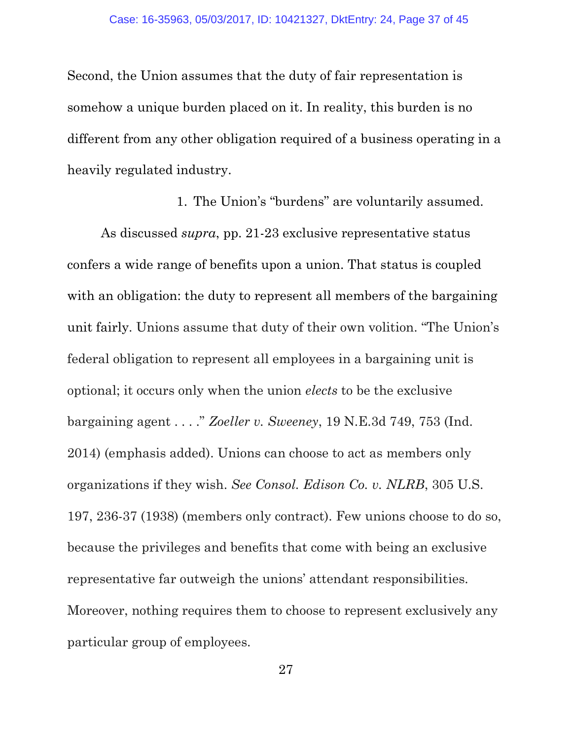Second, the Union assumes that the duty of fair representation is somehow a unique burden placed on it. In reality, this burden is no different from any other obligation required of a business operating in a heavily regulated industry.

1. The Union's "burdens" are voluntarily assumed.

As discussed *supra*, pp. 21-23 exclusive representative status confers a wide range of benefits upon a union. That status is coupled with an obligation: the duty to represent all members of the bargaining unit fairly. Unions assume that duty of their own volition. "The Union's federal obligation to represent all employees in a bargaining unit is optional; it occurs only when the union *elects* to be the exclusive bargaining agent . . . ." *Zoeller v. Sweeney*, 19 N.E.3d 749, 753 (Ind. 2014) (emphasis added). Unions can choose to act as members only organizations if they wish. *See Consol. Edison Co. v. NLRB*, 305 U.S. 197, 236-37 (1938) (members only contract). Few unions choose to do so, because the privileges and benefits that come with being an exclusive representative far outweigh the unions' attendant responsibilities. Moreover, nothing requires them to choose to represent exclusively any particular group of employees.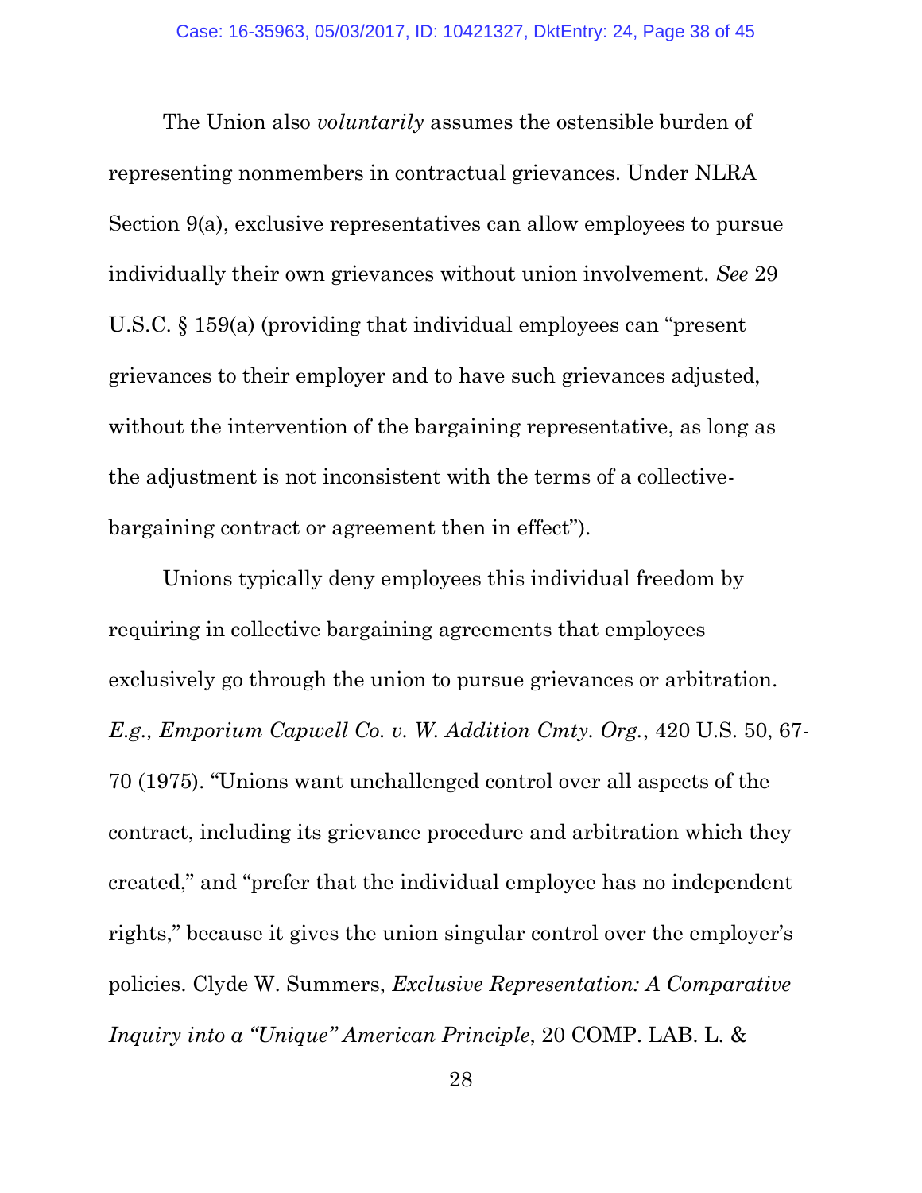The Union also *voluntarily* assumes the ostensible burden of representing nonmembers in contractual grievances. Under NLRA Section 9(a), exclusive representatives can allow employees to pursue individually their own grievances without union involvement. *See* 29 U.S.C. § 159(a) (providing that individual employees can "present grievances to their employer and to have such grievances adjusted, without the intervention of the bargaining representative, as long as the adjustment is not inconsistent with the terms of a collective-bargaining contract or agreement then in effect").

Unions typically deny employees this individual freedom by requiring in collective bargaining agreements that employees exclusively go through the union to pursue grievances or arbitration. *E.g., Emporium Capwell Co. v. W. Addition Cmty. Org.*, 420 U.S. 50, 67-70 (1975). "Unions want unchallenged control over all aspects of the contract, including its grievance procedure and arbitration which they created," and "prefer that the individual employee has no independent rights," because it gives the union singular control over the employer's policies. Clyde W. Summers, *Exclusive Representation: A Comparative Inquiry into a "Unique" American Principle*, 20 COMP. LAB. L. &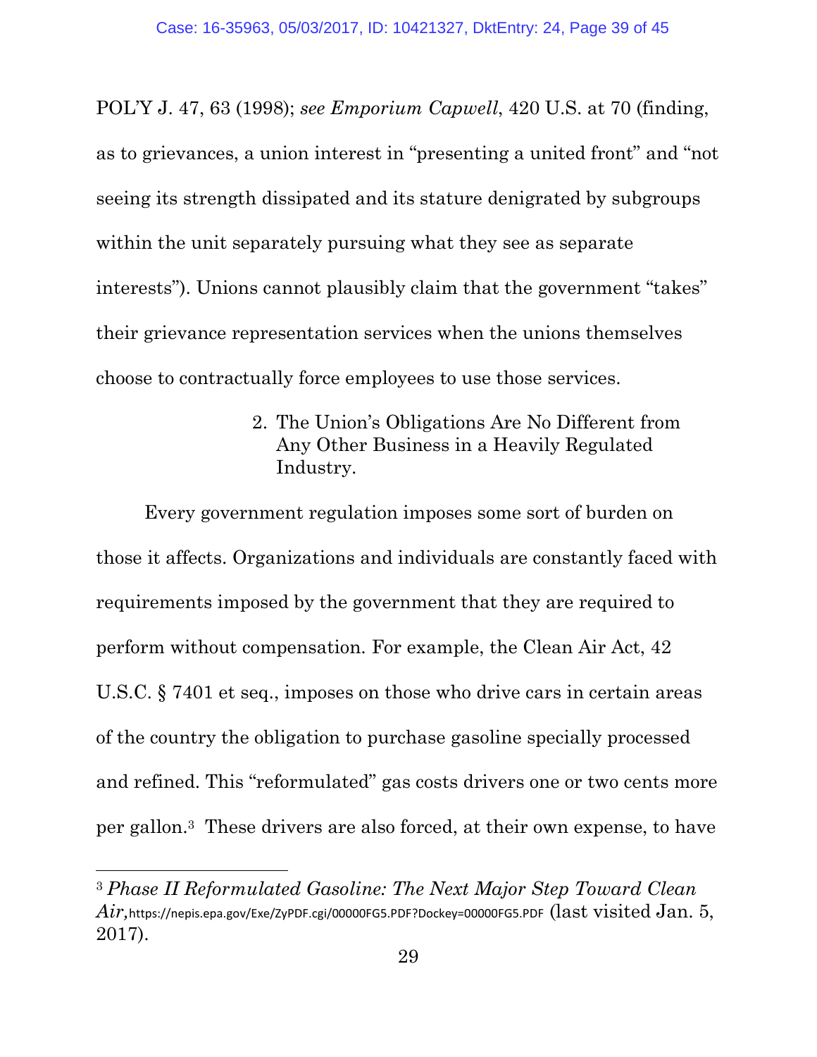POL'Y J. 47, 63 (1998); *see Emporium Capwell*, 420 U.S. at 70 (finding, as to grievances, a union interest in "presenting a united front" and "not seeing its strength dissipated and its stature denigrated by subgroups within the unit separately pursuing what they see as separate interests"). Unions cannot plausibly claim that the government "takes" their grievance representation services when the unions themselves choose to contractually force employees to use those services.

2. The Union's Obligations Are No Different from Any Other Business in a Heavily Regulated Industry.

Every government regulation imposes some sort of burden on those it affects. Organizations and individuals are constantly faced with requirements imposed by the government that they are required to perform without compensation. For example, the Clean Air Act, 42 U.S.C. § 7401 et seq., imposes on those who drive cars in certain areas of the country the obligation to purchase gasoline specially processed and refined. This "reformulated" gas costs drivers one or two cents more per gallon.[3] These drivers are also forced, at their own expense, to have

[3] *Phase II Reformulated Gasoline: The Next Major Step Toward Clean Air*, https://nepis.epa.gov/Exe/ZyPDF.cgi/00000FG5.PDF?Dockey=00000FG5.PDF (last visited Jan. 5, 2017).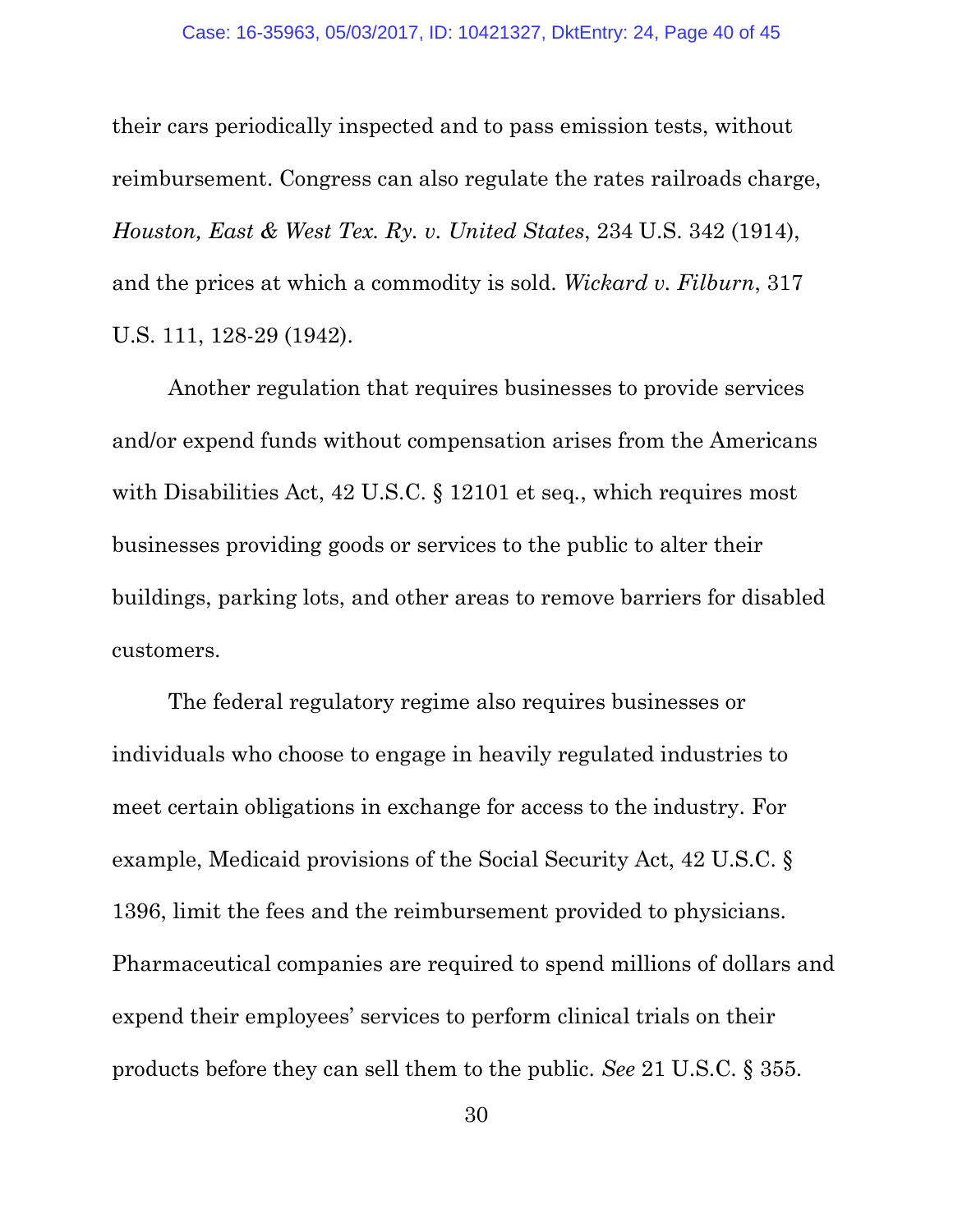their cars periodically inspected and to pass emission tests, without reimbursement. Congress can also regulate the rates railroads charge, *Houston, East & West Tex. Ry. v. United States*, 234 U.S. 342 (1914), and the prices at which a commodity is sold. *Wickard v. Filburn*, 317 U.S. 111, 128-29 (1942).

Another regulation that requires businesses to provide services and/or expend funds without compensation arises from the Americans with Disabilities Act, 42 U.S.C. § 12101 et seq., which requires most businesses providing goods or services to the public to alter their buildings, parking lots, and other areas to remove barriers for disabled customers.

The federal regulatory regime also requires businesses or individuals who choose to engage in heavily regulated industries to meet certain obligations in exchange for access to the industry. For example, Medicaid provisions of the Social Security Act, 42 U.S.C. § 1396, limit the fees and the reimbursement provided to physicians. Pharmaceutical companies are required to spend millions of dollars and expend their employees' services to perform clinical trials on their products before they can sell them to the public. *See* 21 U.S.C. § 355.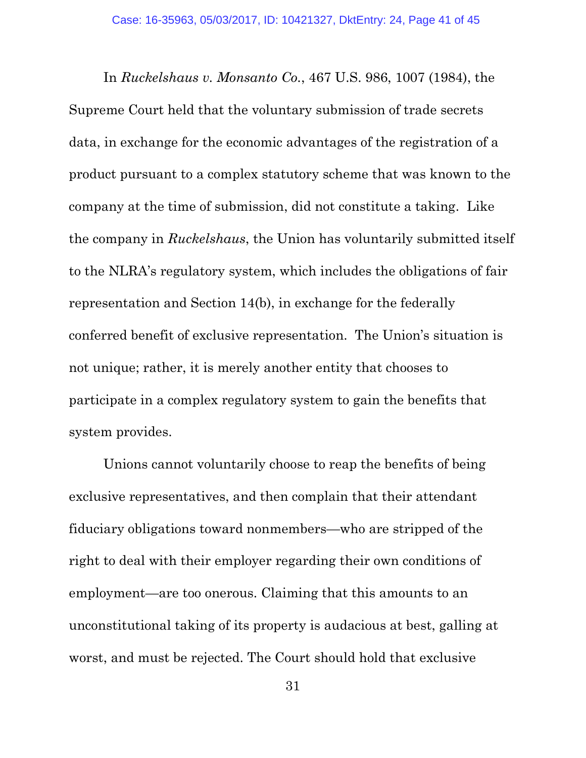In *Ruckelshaus v. Monsanto Co.*, 467 U.S. 986, 1007 (1984), the Supreme Court held that the voluntary submission of trade secrets data, in exchange for the economic advantages of the registration of a product pursuant to a complex statutory scheme that was known to the company at the time of submission, did not constitute a taking. Like the company in *Ruckelshaus*, the Union has voluntarily submitted itself to the NLRA's regulatory system, which includes the obligations of fair representation and Section 14(b), in exchange for the federally conferred benefit of exclusive representation. The Union's situation is not unique; rather, it is merely another entity that chooses to participate in a complex regulatory system to gain the benefits that system provides.

Unions cannot voluntarily choose to reap the benefits of being exclusive representatives, and then complain that their attendant fiduciary obligations toward nonmembers—who are stripped of the right to deal with their employer regarding their own conditions of employment—are too onerous. Claiming that this amounts to an unconstitutional taking of its property is audacious at best, galling at worst, and must be rejected. The Court should hold that exclusive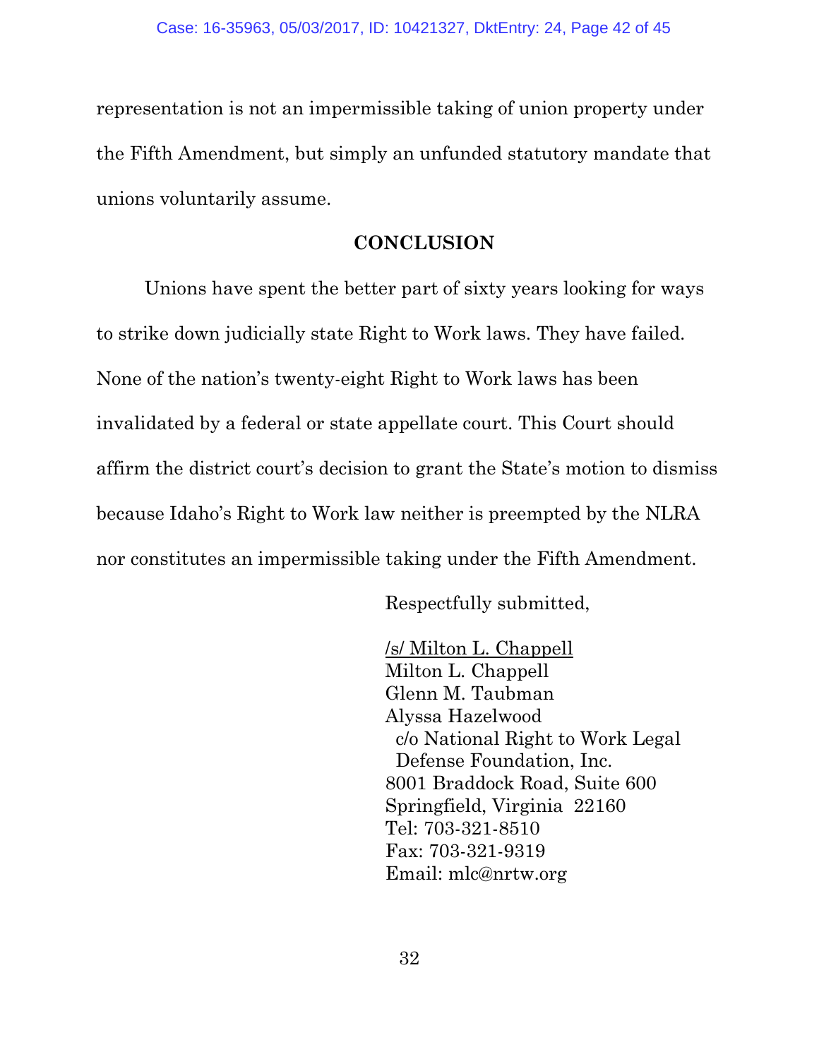representation is not an impermissible taking of union property under the Fifth Amendment, but simply an unfunded statutory mandate that unions voluntarily assume.

## CONCLUSION

Unions have spent the better part of sixty years looking for ways to strike down judicially state Right to Work laws. They have failed. None of the nation's twenty-eight Right to Work laws has been invalidated by a federal or state appellate court. This Court should affirm the district court's decision to grant the State's motion to dismiss because Idaho's Right to Work law neither is preempted by the NLRA nor constitutes an impermissible taking under the Fifth Amendment.

Respectfully submitted,

/s/ Milton L. Chappell
Milton L. Chappell
Glenn M. Taubman
Alyssa Hazelwood
c/o National Right to Work Legal Defense Foundation, Inc.
8001 Braddock Road, Suite 600
Springfield, Virginia 22160
Tel: 703-321-8510
Fax: 703-321-9319
Email: mlc@nrtw.org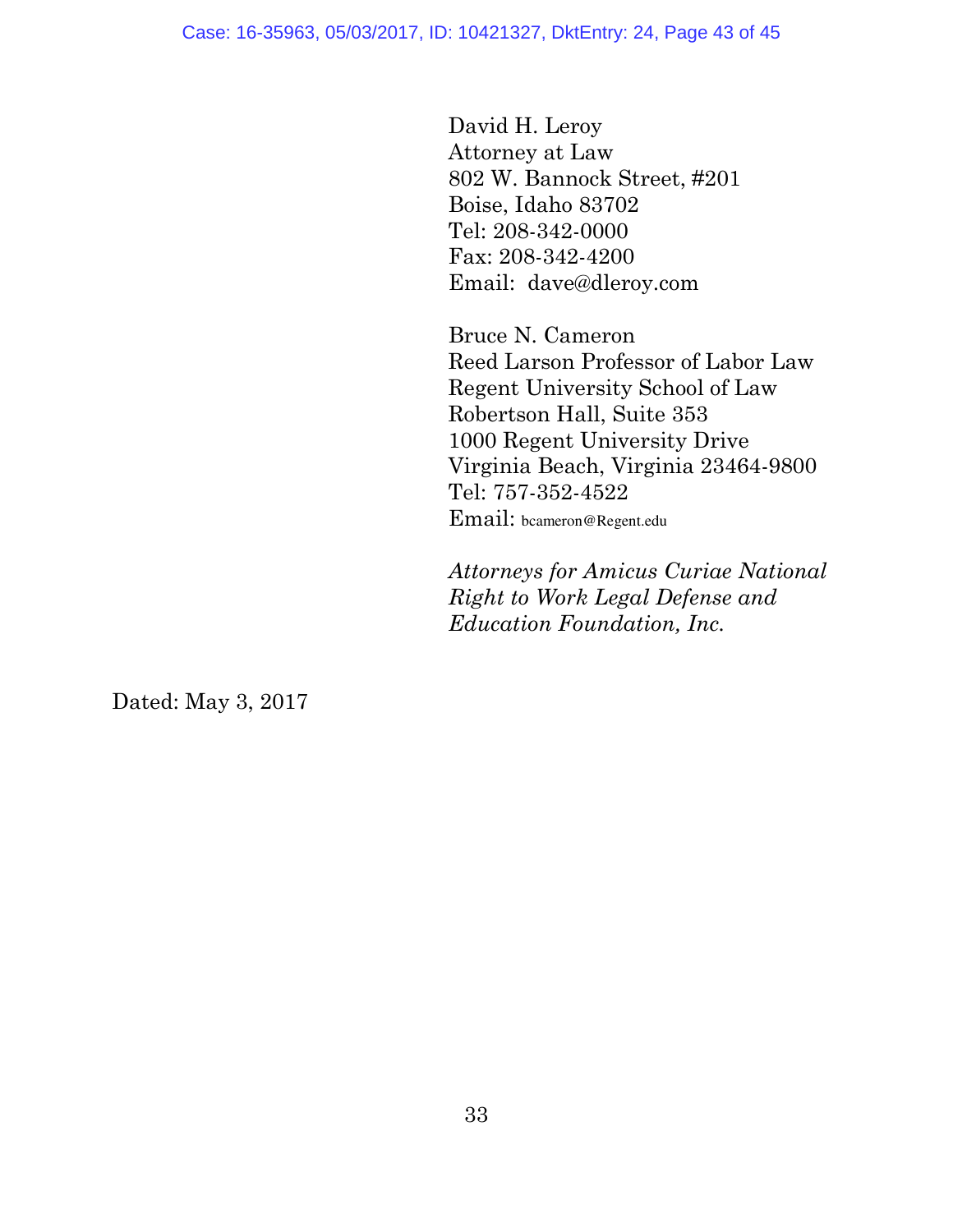David H. Leroy
Attorney at Law
802 W. Bannock Street, #201
Boise, Idaho 83702
Tel: 208-342-0000
Fax: 208-342-4200
Email: dave@dleroy.com

Bruce N. Cameron
Reed Larson Professor of Labor Law
Regent University School of Law
Robertson Hall, Suite 353
1000 Regent University Drive
Virginia Beach, Virginia 23464-9800
Tel: 757-352-4522
Email: bcameron@Regent.edu

*Attorneys for Amicus Curiae National Right to Work Legal Defense and Education Foundation, Inc.*

Dated: May 3, 2017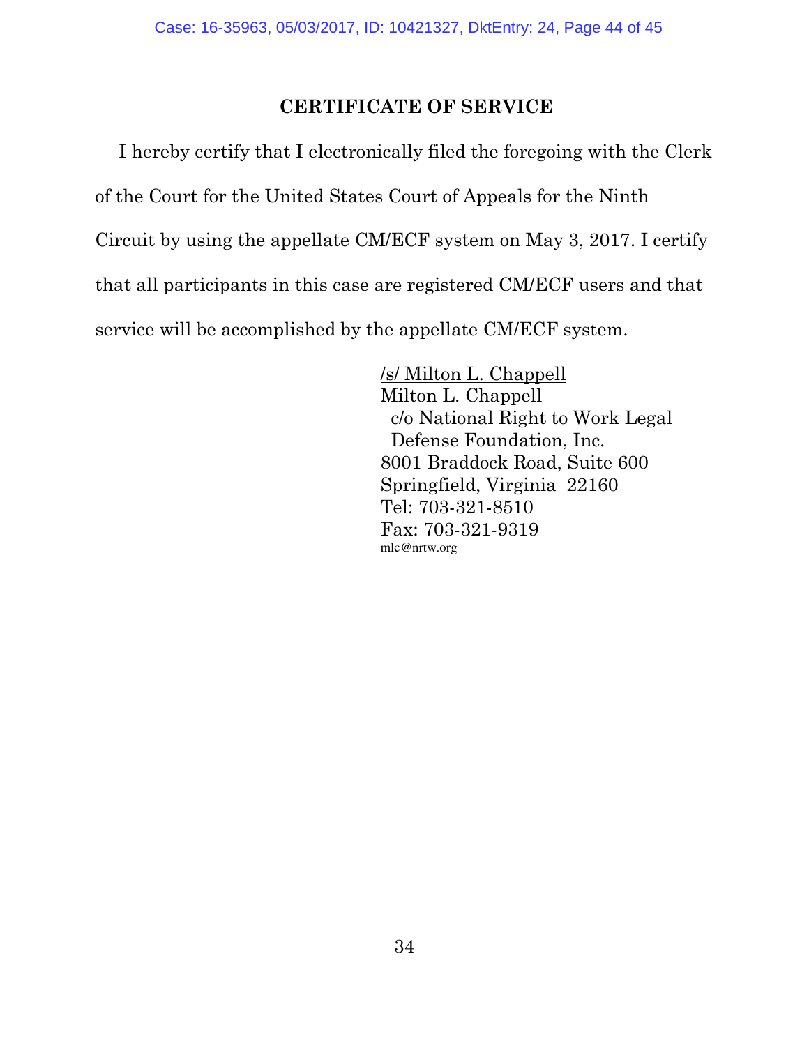## CERTIFICATE OF SERVICE

I hereby certify that I electronically filed the foregoing with the Clerk of the Court for the United States Court of Appeals for the Ninth Circuit by using the appellate CM/ECF system on May 3, 2017. I certify that all participants in this case are registered CM/ECF users and that service will be accomplished by the appellate CM/ECF system.

/s/ Milton L. Chappell
Milton L. Chappell
c/o National Right to Work Legal
Defense Foundation, Inc.
8001 Braddock Road, Suite 600
Springfield, Virginia 22160
Tel: 703-321-8510
Fax: 703-321-9319
mlc@nrtw.org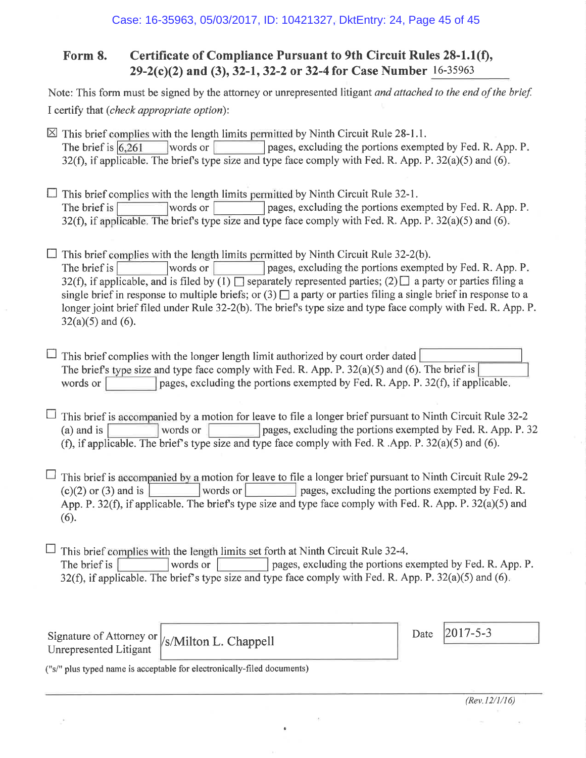## Form 8. Certificate of Compliance Pursuant to 9th Circuit Rules 28-1.1(f), 29-2(c)(2) and (3), 32-1, 32-2 or 32-4 for Case Number 16-35963

Note: This form must be signed by the attorney or unrepresented litigant *and attached to the end of the brief.*

I certify that (*check appropriate option*):

☒ This brief complies with the length limits permitted by Ninth Circuit Rule 28-1.1.
The brief is 6,261 words or ______ pages, excluding the portions exempted by Fed. R. App. P. 32(f), if applicable. The brief's type size and type face comply with Fed. R. App. P. 32(a)(5) and (6).

☐ This brief complies with the length limits permitted by Ninth Circuit Rule 32-1.
The brief is ______ words or ______ pages, excluding the portions exempted by Fed. R. App. P. 32(f), if applicable. The brief's type size and type face comply with Fed. R. App. P. 32(a)(5) and (6).

☐ This brief complies with the length limits permitted by Ninth Circuit Rule 32-2(b).
The brief is ______ words or ______ pages, excluding the portions exempted by Fed. R. App. P. 32(f), if applicable, and is filed by (1) ☐ separately represented parties; (2) ☐ a party or parties filing a single brief in response to multiple briefs; or (3) ☐ a party or parties filing a single brief in response to a longer joint brief filed under Rule 32-2(b). The brief's type size and type face comply with Fed. R. App. P. 32(a)(5) and (6).

☐ This brief complies with the longer length limit authorized by court order dated ______ The brief's type size and type face comply with Fed. R. App. P. 32(a)(5) and (6). The brief is ______ words or ______ pages, excluding the portions exempted by Fed. R. App. P. 32(f), if applicable.

☐ This brief is accompanied by a motion for leave to file a longer brief pursuant to Ninth Circuit Rule 32-2 (a) and is ______ words or ______ pages, excluding the portions exempted by Fed. R. App. P. 32 (f), if applicable. The brief's type size and type face comply with Fed. R .App. P. 32(a)(5) and (6).

☐ This brief is accompanied by a motion for leave to file a longer brief pursuant to Ninth Circuit Rule 29-2 (c)(2) or (3) and is ______ words or ______ pages, excluding the portions exempted by Fed. R. App. P. 32(f), if applicable. The brief's type size and type face comply with Fed. R. App. P. 32(a)(5) and (6).

☐ This brief complies with the length limits set forth at Ninth Circuit Rule 32-4.
The brief is ______ words or ______ pages, excluding the portions exempted by Fed. R. App. P. 32(f), if applicable. The brief's type size and type face comply with Fed. R. App. P. 32(a)(5) and (6).

Signature of Attorney or Unrepresented Litigant: /s/Milton L. Chappell     Date: 2017-5-3

("s/" plus typed name is acceptable for electronically-filed documents)

*(Rev.12/1/16)*